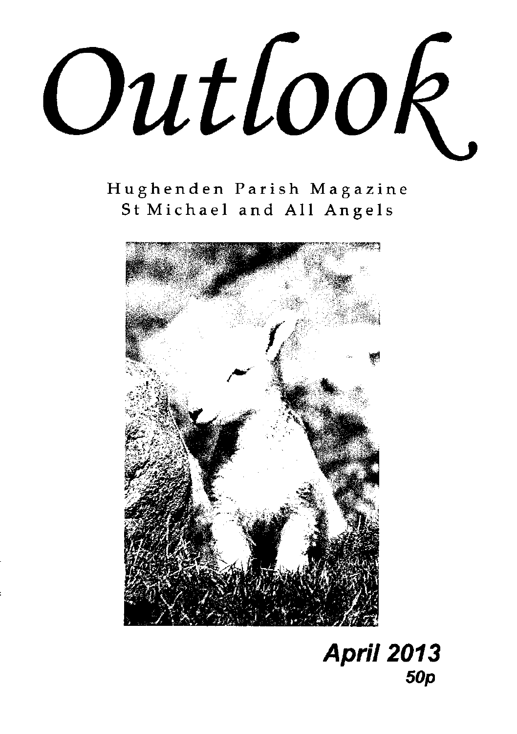# Outlook

Hughenden Parish Magazine
St Michael and All Angels

**April 2013**
**50p**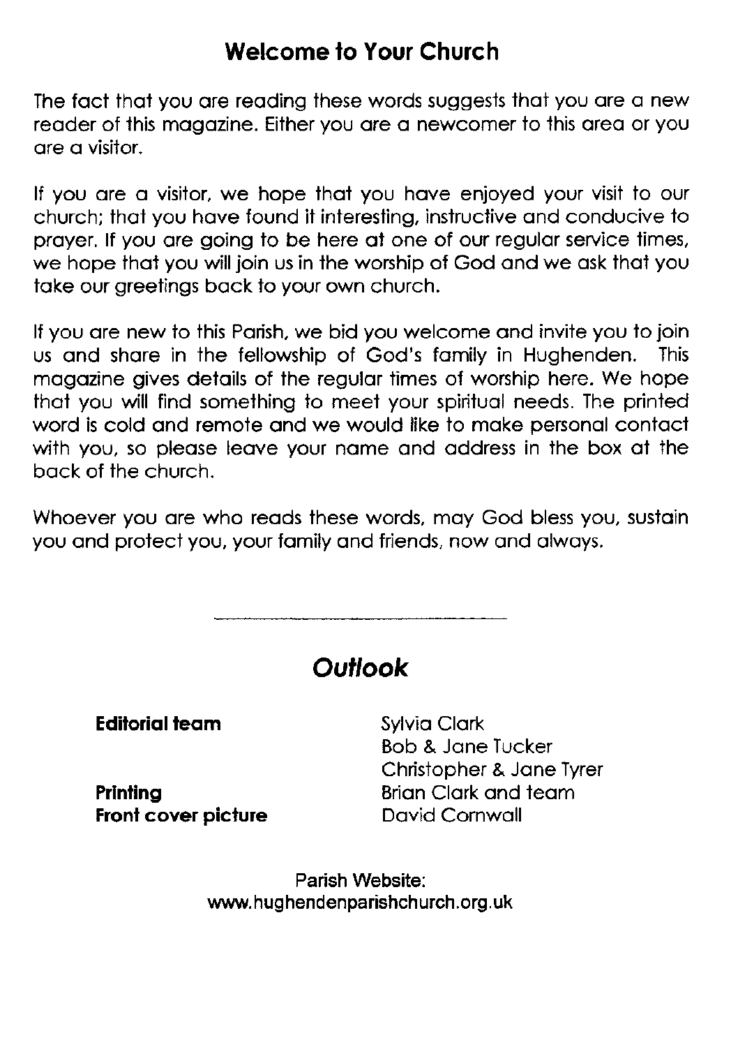## Welcome to Your Church

The fact that you are reading these words suggests that you are a new reader of this magazine. Either you are a newcomer to this area or you are a visitor.

If you are a visitor, we hope that you have enjoyed your visit to our church; that you have found it interesting, instructive and conducive to prayer. If you are going to be here at one of our regular service times, we hope that you will join us in the worship of God and we ask that you take our greetings back to your own church.

If you are new to this Parish, we bid you welcome and invite you to join us and share in the fellowship of God's family in Hughenden. This magazine gives details of the regular times of worship here. We hope that you will find something to meet your spiritual needs. The printed word is cold and remote and we would like to make personal contact with you, so please leave your name and address in the box at the back of the church.

Whoever you are who reads these words, may God bless you, sustain you and protect you, your family and friends, now and always.

---

## *Outlook*

| | |
|---|---|
| **Editorial team** | Sylvia Clark<br>Bob & Jane Tucker<br>Christopher & Jane Tyrer |
| **Printing** | Brian Clark and team |
| **Front cover picture** | David Cornwall |

Parish Website:
www.hughendenparishchurch.org.uk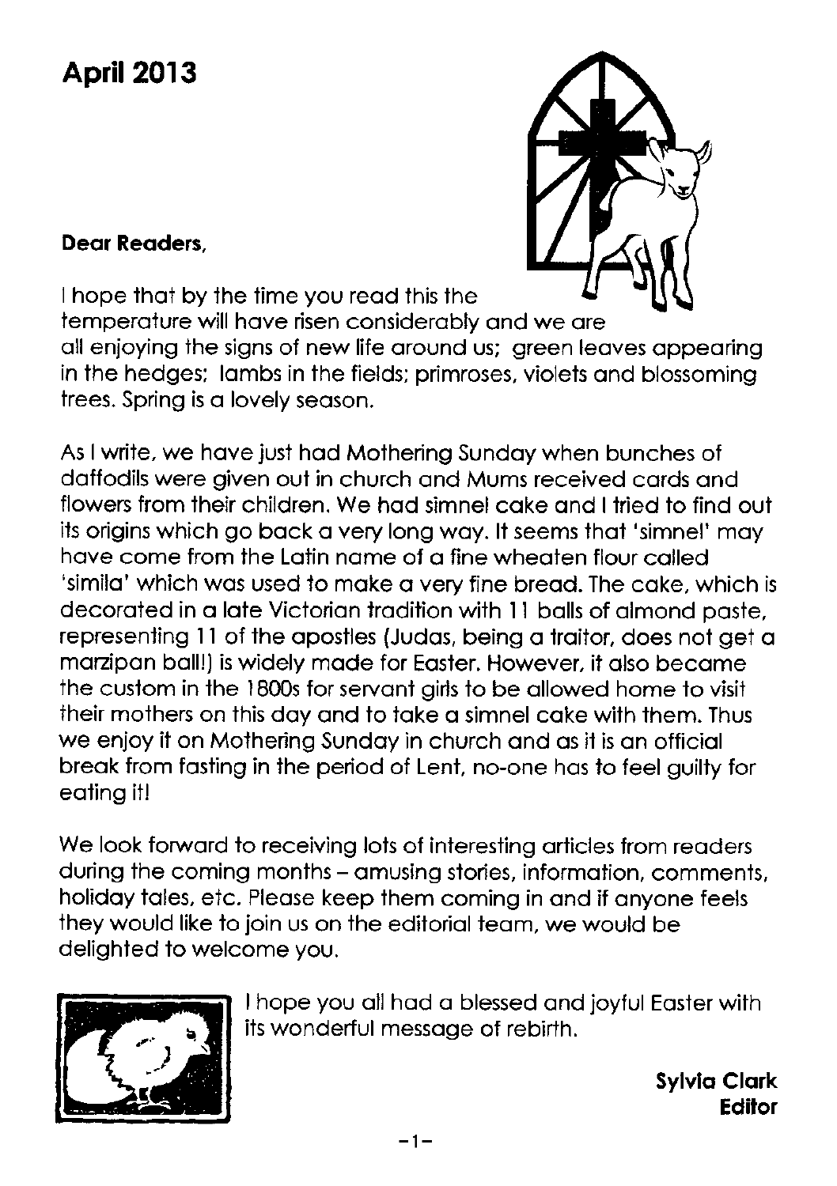# April 2013

**Dear Readers,**

I hope that by the time you read this the temperature will have risen considerably and we are all enjoying the signs of new life around us; green leaves appearing in the hedges; lambs in the fields; primroses, violets and blossoming trees. Spring is a lovely season.

As I write, we have just had Mothering Sunday when bunches of daffodils were given out in church and Mums received cards and flowers from their children. We had simnel cake and I tried to find out its origins which go back a very long way. It seems that 'simnel' may have come from the Latin name of a fine wheaten flour called 'simila' which was used to make a very fine bread. The cake, which is decorated in a late Victorian tradition with 11 balls of almond paste, representing 11 of the apostles (Judas, being a traitor, does not get a marzipan ball!) is widely made for Easter. However, it also became the custom in the 1800s for servant girls to be allowed home to visit their mothers on this day and to take a simnel cake with them. Thus we enjoy it on Mothering Sunday in church and as it is an official break from fasting in the period of Lent, no-one has to feel guilty for eating it!

We look forward to receiving lots of interesting articles from readers during the coming months – amusing stories, information, comments, holiday tales, etc. Please keep them coming in and if anyone feels they would like to join us on the editorial team, we would be delighted to welcome you.

I hope you all had a blessed and joyful Easter with its wonderful message of rebirth.

**Sylvia Clark**
**Editor**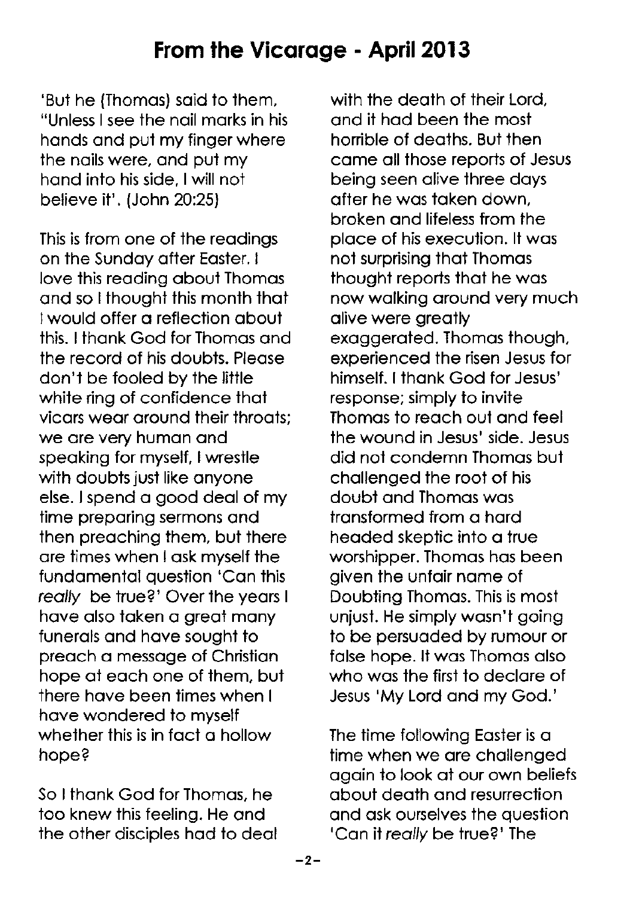# From the Vicarage - April 2013

'But he (Thomas) said to them, "Unless I see the nail marks in his hands and put my finger where the nails were, and put my hand into his side, I will not believe it'. (John 20:25)

This is from one of the readings on the Sunday after Easter. I love this reading about Thomas and so I thought this month that I would offer a reflection about this. I thank God for Thomas and the record of his doubts. Please don't be fooled by the little white ring of confidence that vicars wear around their throats; we are very human and speaking for myself, I wrestle with doubts just like anyone else. I spend a good deal of my time preparing sermons and then preaching them, but there are times when I ask myself the fundamental question 'Can this *really* be true?' Over the years I have also taken a great many funerals and have sought to preach a message of Christian hope at each one of them, but there have been times when I have wondered to myself whether this is in fact a hollow hope?

So I thank God for Thomas, he too knew this feeling. He and the other disciples had to deal with the death of their Lord, and it had been the most horrible of deaths. But then came all those reports of Jesus being seen alive three days after he was taken down, broken and lifeless from the place of his execution. It was not surprising that Thomas thought reports that he was now walking around very much alive were greatly exaggerated. Thomas though, experienced the risen Jesus for himself. I thank God for Jesus' response; simply to invite Thomas to reach out and feel the wound in Jesus' side. Jesus did not condemn Thomas but challenged the root of his doubt and Thomas was transformed from a hard headed skeptic into a true worshipper. Thomas has been given the unfair name of Doubting Thomas. This is most unjust. He simply wasn't going to be persuaded by rumour or false hope. It was Thomas also who was the first to declare of Jesus 'My Lord and my God.'

The time following Easter is a time when we are challenged again to look at our own beliefs about death and resurrection and ask ourselves the question 'Can it *really* be true?' The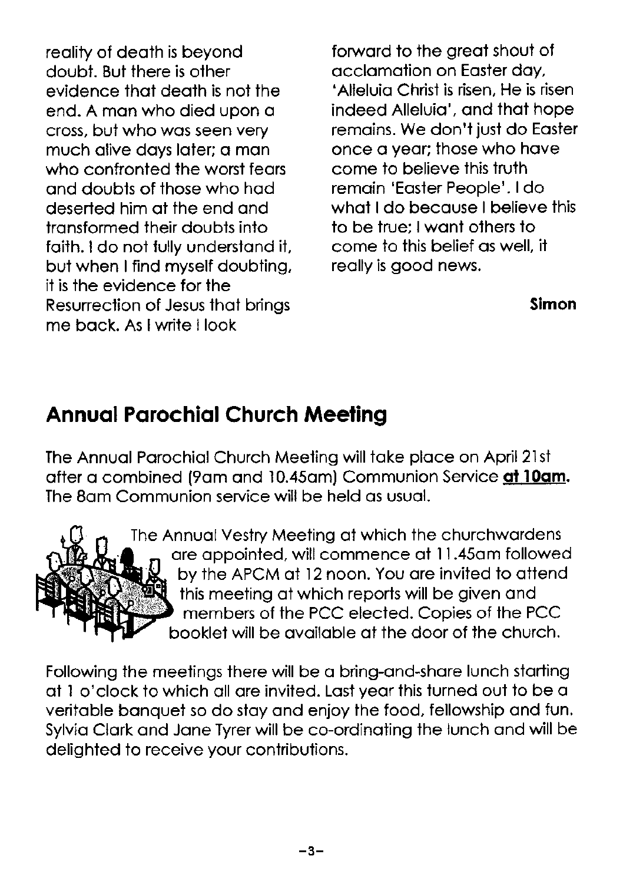reality of death is beyond doubt. But there is other evidence that death is not the end. A man who died upon a cross, but who was seen very much alive days later; a man who confronted the worst fears and doubts of those who had deserted him at the end and transformed their doubts into faith. I do not fully understand it, but when I find myself doubting, it is the evidence for the Resurrection of Jesus that brings me back. As I write I look forward to the great shout of acclamation on Easter day, 'Alleluia Christ is risen, He is risen indeed Alleluia', and that hope remains. We don't just do Easter once a year; those who have come to believe this truth remain 'Easter People'. I do what I do because I believe this to be true; I want others to come to this belief as well, it really is good news.

**Simon**

## Annual Parochial Church Meeting

The Annual Parochial Church Meeting will take place on April 21st after a combined (9am and 10.45am) Communion Service **at 10am**. The 8am Communion service will be held as usual.

The Annual Vestry Meeting at which the churchwardens are appointed, will commence at 11.45am followed by the APCM at 12 noon. You are invited to attend this meeting at which reports will be given and members of the PCC elected. Copies of the PCC booklet will be available at the door of the church.

Following the meetings there will be a bring-and-share lunch starting at 1 o'clock to which all are invited. Last year this turned out to be a veritable banquet so do stay and enjoy the food, fellowship and fun. Sylvia Clark and Jane Tyrer will be co-ordinating the lunch and will be delighted to receive your contributions.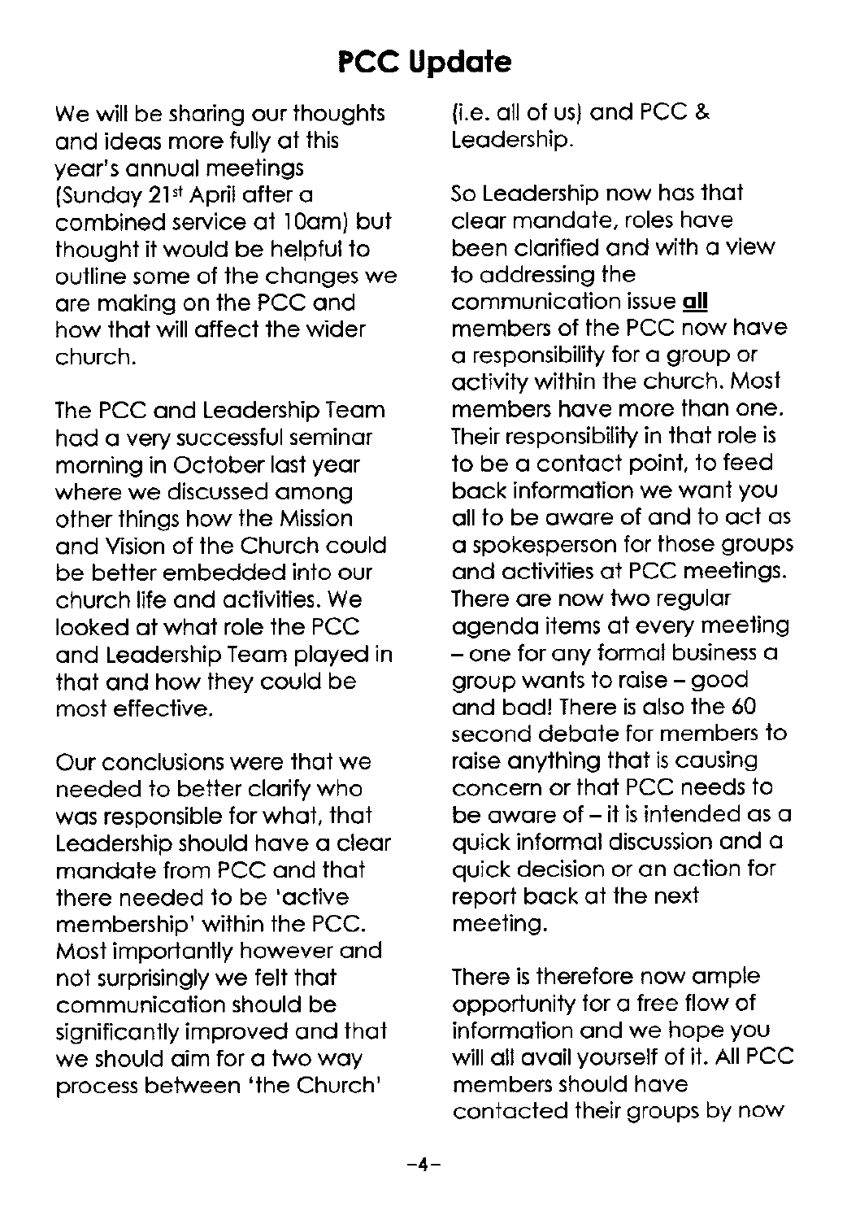# PCC Update

We will be sharing our thoughts and ideas more fully at this year's annual meetings (Sunday 21st April after a combined service at 10am) but thought it would be helpful to outline some of the changes we are making on the PCC and how that will affect the wider church.

The PCC and Leadership Team had a very successful seminar morning in October last year where we discussed among other things how the Mission and Vision of the Church could be better embedded into our church life and activities. We looked at what role the PCC and Leadership Team played in that and how they could be most effective.

Our conclusions were that we needed to better clarify who was responsible for what, that Leadership should have a clear mandate from PCC and that there needed to be 'active membership' within the PCC. Most importantly however and not surprisingly we felt that communication should be significantly improved and that we should aim for a two way process between 'the Church' (i.e. all of us) and PCC & Leadership.

So Leadership now has that clear mandate, roles have been clarified and with a view to addressing the communication issue **all** members of the PCC now have a responsibility for a group or activity within the church. Most members have more than one. Their responsibility in that role is to be a contact point, to feed back information we want you all to be aware of and to act as a spokesperson for those groups and activities at PCC meetings. There are now two regular agenda items at every meeting – one for any formal business a group wants to raise – good and bad! There is also the 60 second debate for members to raise anything that is causing concern or that PCC needs to be aware of – it is intended as a quick informal discussion and a quick decision or an action for report back at the next meeting.

There is therefore now ample opportunity for a free flow of information and we hope you will all avail yourself of it. All PCC members should have contacted their groups by now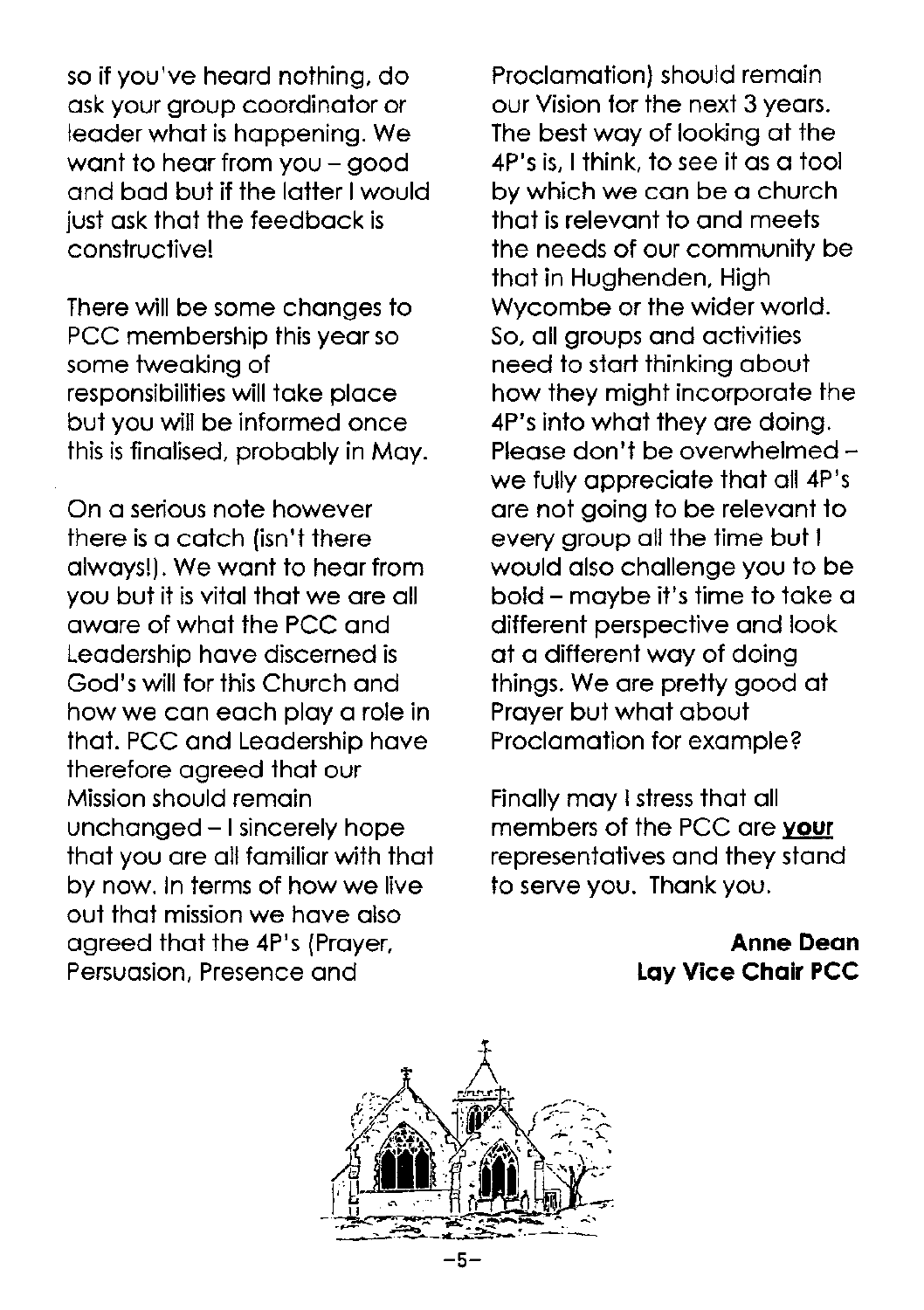so if you've heard nothing, do ask your group coordinator or leader what is happening. We want to hear from you – good and bad but if the latter I would just ask that the feedback is constructive!

There will be some changes to PCC membership this year so some tweaking of responsibilities will take place but you will be informed once this is finalised, probably in May.

On a serious note however there is a catch (isn't there always!). We want to hear from you but it is vital that we are all aware of what the PCC and Leadership have discerned is God's will for this Church and how we can each play a role in that. PCC and Leadership have therefore agreed that our Mission should remain unchanged – I sincerely hope that you are all familiar with that by now. In terms of how we live out that mission we have also agreed that the 4P's (Prayer, Persuasion, Presence and Proclamation) should remain our Vision for the next 3 years. The best way of looking at the 4P's is, I think, to see it as a tool by which we can be a church that is relevant to and meets the needs of our community be that in Hughenden, High Wycombe or the wider world. So, all groups and activities need to start thinking about how they might incorporate the 4P's into what they are doing. Please don't be overwhelmed – we fully appreciate that all 4P's are not going to be relevant to every group all the time but I would also challenge you to be bold – maybe it's time to take a different perspective and look at a different way of doing things. We are pretty good at Prayer but what about Proclamation for example?

Finally may I stress that all members of the PCC are **your** representatives and they stand to serve you. Thank you.

**Anne Dean**
**Lay Vice Chair PCC**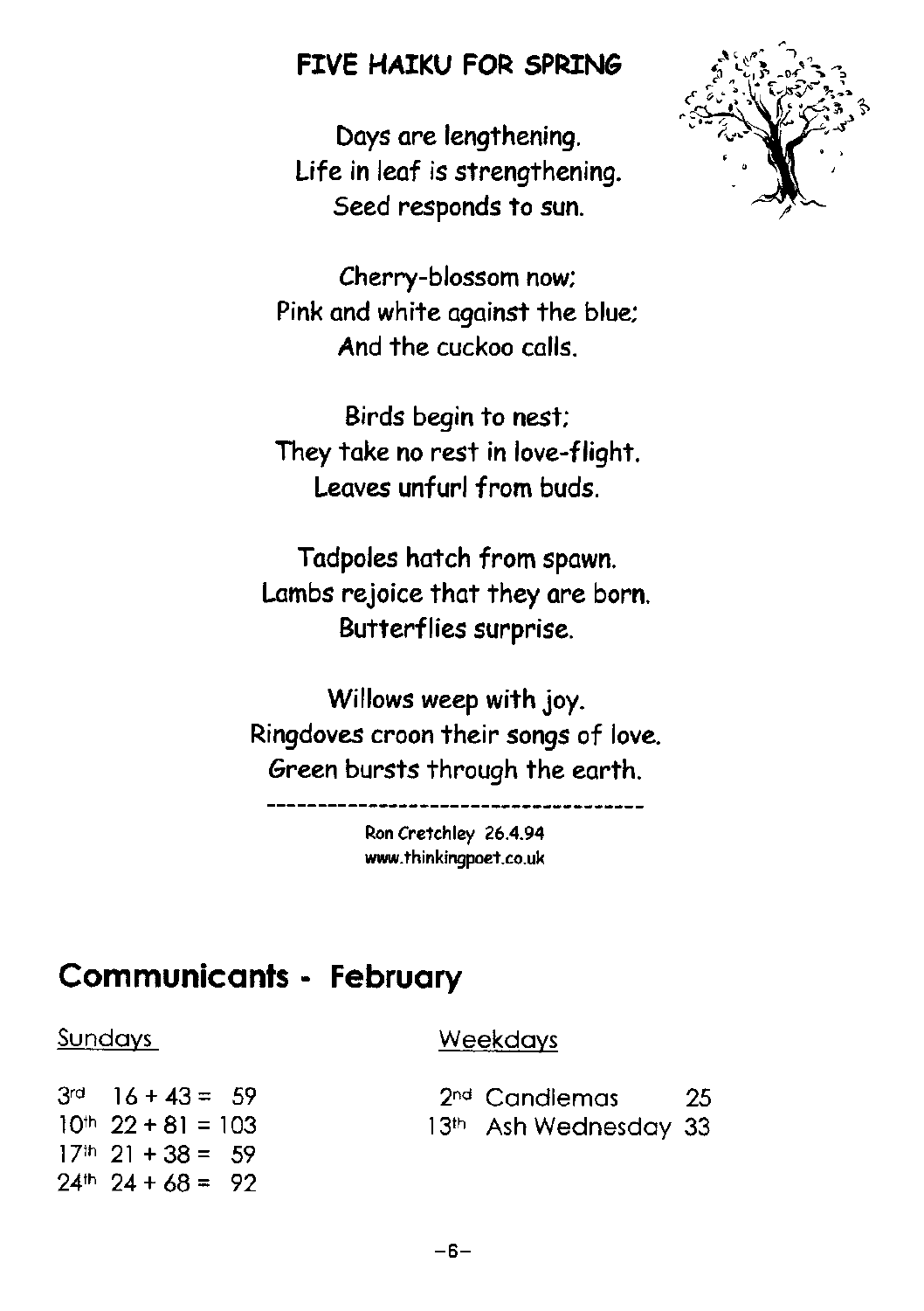## FIVE HAIKU FOR SPRING

Days are lengthening.
Life in leaf is strengthening.
Seed responds to sun.

Cherry-blossom now;
Pink and white against the blue;
And the cuckoo calls.

Birds begin to nest;
They take no rest in love-flight.
Leaves unfurl from buds.

Tadpoles hatch from spawn.
Lambs rejoice that they are born.
Butterflies surprise.

Willows weep with joy.
Ringdoves croon their songs of love.
Green bursts through the earth.

---

Ron Cretchley 26.4.94
www.thinkingpoet.co.uk

## Communicants - February

Sundays

| | | |
|---|---|---|
| 3rd | 16 + 43 = | 59 |
| 10th | 22 + 81 = | 103 |
| 17th | 21 + 38 = | 59 |
| 24th | 24 + 68 = | 92 |

Weekdays

| | | |
|---|---|---|
| 2nd | Candlemas | 25 |
| 13th | Ash Wednesday | 33 |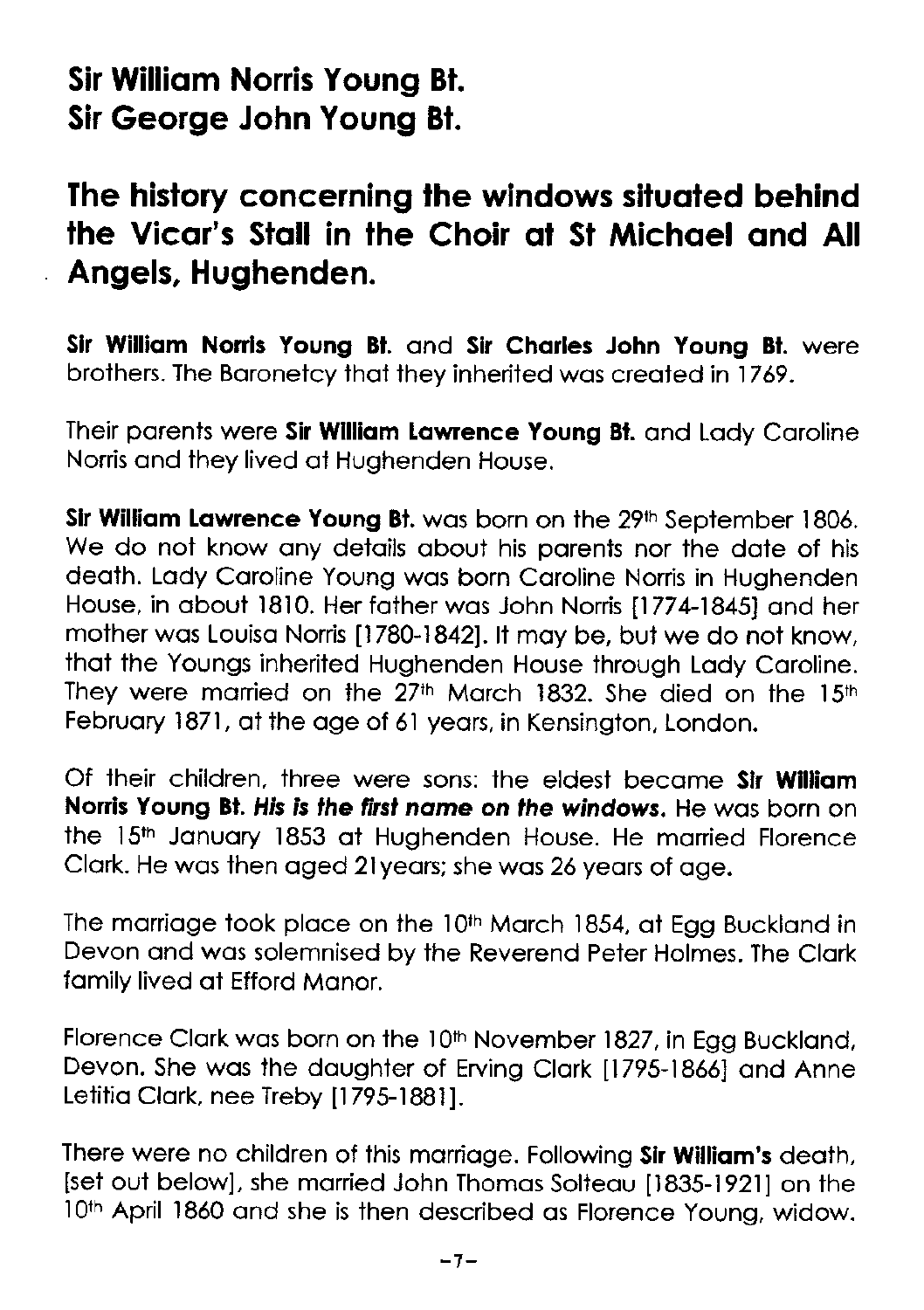## Sir William Norris Young Bt.
## Sir George John Young Bt.

## The history concerning the windows situated behind the Vicar's Stall in the Choir at St Michael and All Angels, Hughenden.

**Sir William Norris Young Bt.** and **Sir Charles John Young Bt.** were brothers. The Baronetcy that they inherited was created in 1769.

Their parents were **Sir William Lawrence Young Bt.** and Lady Caroline Norris and they lived at Hughenden House.

**Sir William Lawrence Young Bt.** was born on the 29th September 1806. We do not know any details about his parents nor the date of his death. Lady Caroline Young was born Caroline Norris in Hughenden House, in about 1810. Her father was John Norris [1774-1845] and her mother was Louisa Norris [1780-1842]. It may be, but we do not know, that the Youngs inherited Hughenden House through Lady Caroline. They were married on the 27th March 1832. She died on the 15th February 1871, at the age of 61 years, in Kensington, London.

Of their children, three were sons: the eldest became **Sir William Norris Young Bt.** ***His is the first name on the windows.*** He was born on the 15th January 1853 at Hughenden House. He married Florence Clark. He was then aged 21years; she was 26 years of age.

The marriage took place on the 10th March 1854, at Egg Buckland in Devon and was solemnised by the Reverend Peter Holmes. The Clark family lived at Efford Manor.

Florence Clark was born on the 10th November 1827, in Egg Buckland, Devon. She was the daughter of Erving Clark [1795-1866] and Anne Letitia Clark, nee Treby [1795-1881].

There were no children of this marriage. Following **Sir William's** death, [set out below], she married John Thomas Solteau [1835-1921] on the 10th April 1860 and she is then described as Florence Young, widow.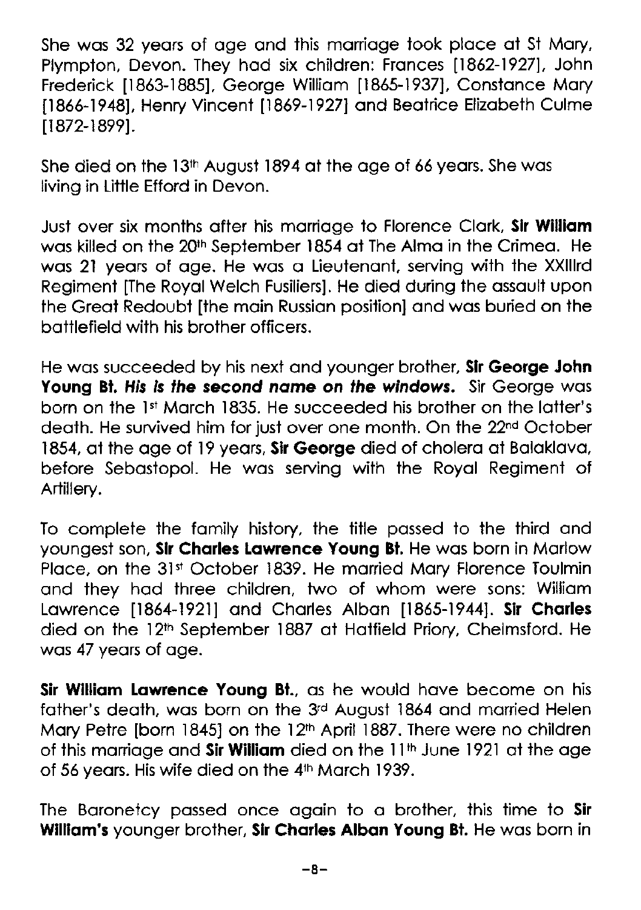She was 32 years of age and this marriage took place at St Mary, Plympton, Devon. They had six children: Frances [1862-1927], John Frederick [1863-1885], George William [1865-1937], Constance Mary [1866-1948], Henry Vincent [1869-1927] and Beatrice Elizabeth Culme [1872-1899].

She died on the 13th August 1894 at the age of 66 years. She was living in Little Efford in Devon.

Just over six months after his marriage to Florence Clark, **Sir William** was killed on the 20th September 1854 at The Alma in the Crimea. He was 21 years of age. He was a Lieutenant, serving with the XXIIIrd Regiment [The Royal Welch Fusiliers]. He died during the assault upon the Great Redoubt [the main Russian position] and was buried on the battlefield with his brother officers.

He was succeeded by his next and younger brother, **Sir George John Young Bt.** ***His is the second name on the windows.*** Sir George was born on the 1st March 1835. He succeeded his brother on the latter's death. He survived him for just over one month. On the 22nd October 1854, at the age of 19 years, **Sir George** died of cholera at Balaklava, before Sebastopol. He was serving with the Royal Regiment of Artillery.

To complete the family history, the title passed to the third and youngest son, **Sir Charles Lawrence Young Bt.** He was born in Marlow Place, on the 31st October 1839. He married Mary Florence Toulmin and they had three children, two of whom were sons: William Lawrence [1864-1921] and Charles Alban [1865-1944]. **Sir Charles** died on the 12th September 1887 at Hatfield Priory, Chelmsford. He was 47 years of age.

**Sir William Lawrence Young Bt.**, as he would have become on his father's death, was born on the 3rd August 1864 and married Helen Mary Petre [born 1845] on the 12th April 1887. There were no children of this marriage and **Sir William** died on the 11th June 1921 at the age of 56 years. His wife died on the 4th March 1939.

The Baronetcy passed once again to a brother, this time to **Sir William's** younger brother, **Sir Charles Alban Young Bt.** He was born in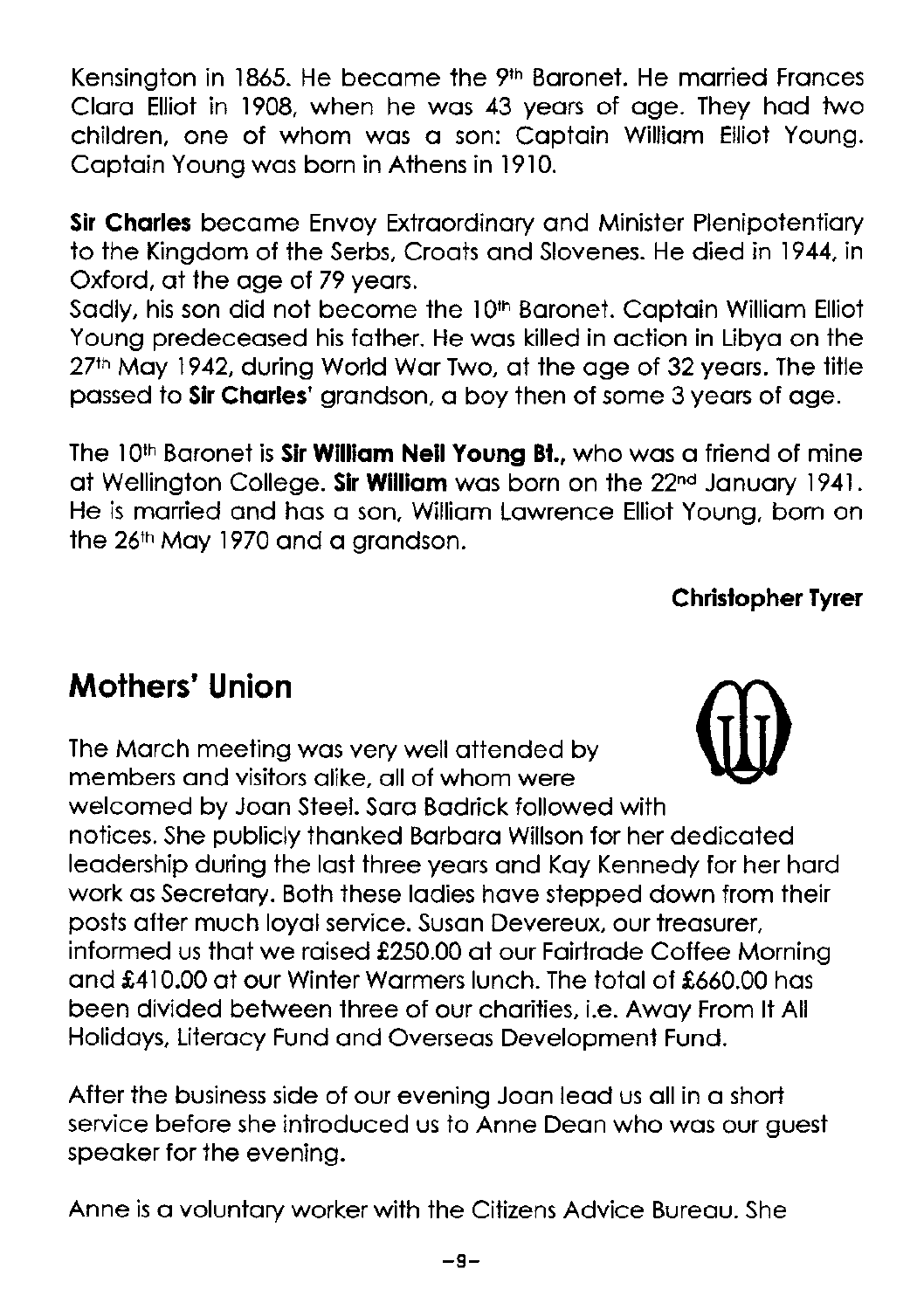Kensington in 1865. He became the 9th Baronet. He married Frances Clara Elliot in 1908, when he was 43 years of age. They had two children, one of whom was a son: Captain William Elliot Young. Captain Young was born in Athens in 1910.

**Sir Charles** became Envoy Extraordinary and Minister Plenipotentiary to the Kingdom of the Serbs, Croats and Slovenes. He died in 1944, in Oxford, at the age of 79 years.
Sadly, his son did not become the 10th Baronet. Captain William Elliot Young predeceased his father. He was killed in action in Libya on the 27th May 1942, during World War Two, at the age of 32 years. The title passed to **Sir Charles**' grandson, a boy then of some 3 years of age.

The 10th Baronet is **Sir William Neil Young Bt.**, who was a friend of mine at Wellington College. **Sir William** was born on the 22nd January 1941. He is married and has a son, William Lawrence Elliot Young, born on the 26th May 1970 and a grandson.

**Christopher Tyrer**

## Mothers' Union

The March meeting was very well attended by members and visitors alike, all of whom were welcomed by Joan Steel. Sara Badrick followed with notices. She publicly thanked Barbara Willson for her dedicated leadership during the last three years and Kay Kennedy for her hard work as Secretary. Both these ladies have stepped down from their posts after much loyal service. Susan Devereux, our treasurer, informed us that we raised £250.00 at our Fairtrade Coffee Morning and £410.00 at our Winter Warmers lunch. The total of £660.00 has been divided between three of our charities, i.e. Away From It All Holidays, Literacy Fund and Overseas Development Fund.

After the business side of our evening Joan lead us all in a short service before she introduced us to Anne Dean who was our guest speaker for the evening.

Anne is a voluntary worker with the Citizens Advice Bureau. She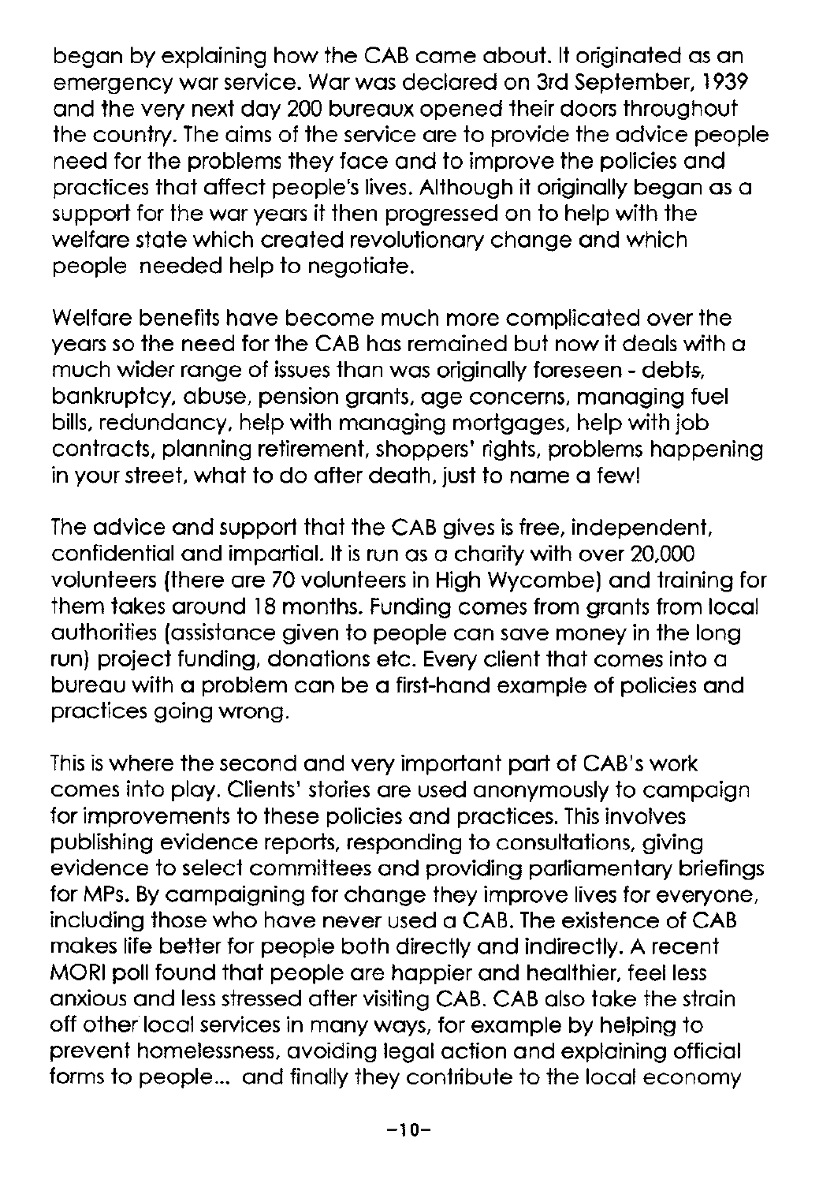began by explaining how the CAB came about. It originated as an emergency war service. War was declared on 3rd September, 1939 and the very next day 200 bureaux opened their doors throughout the country. The aims of the service are to provide the advice people need for the problems they face and to improve the policies and practices that affect people's lives. Although it originally began as a support for the war years it then progressed on to help with the welfare state which created revolutionary change and which people needed help to negotiate.

Welfare benefits have become much more complicated over the years so the need for the CAB has remained but now it deals with a much wider range of issues than was originally foreseen - debts, bankruptcy, abuse, pension grants, age concerns, managing fuel bills, redundancy, help with managing mortgages, help with job contracts, planning retirement, shoppers' rights, problems happening in your street, what to do after death, just to name a few!

The advice and support that the CAB gives is free, independent, confidential and impartial. It is run as a charity with over 20,000 volunteers (there are 70 volunteers in High Wycombe) and training for them takes around 18 months. Funding comes from grants from local authorities (assistance given to people can save money in the long run) project funding, donations etc. Every client that comes into a bureau with a problem can be a first-hand example of policies and practices going wrong.

This is where the second and very important part of CAB's work comes into play. Clients' stories are used anonymously to campaign for improvements to these policies and practices. This involves publishing evidence reports, responding to consultations, giving evidence to select committees and providing parliamentary briefings for MPs. By campaigning for change they improve lives for everyone, including those who have never used a CAB. The existence of CAB makes life better for people both directly and indirectly. A recent MORI poll found that people are happier and healthier, feel less anxious and less stressed after visiting CAB. CAB also take the strain off other local services in many ways, for example by helping to prevent homelessness, avoiding legal action and explaining official forms to people... and finally they contribute to the local economy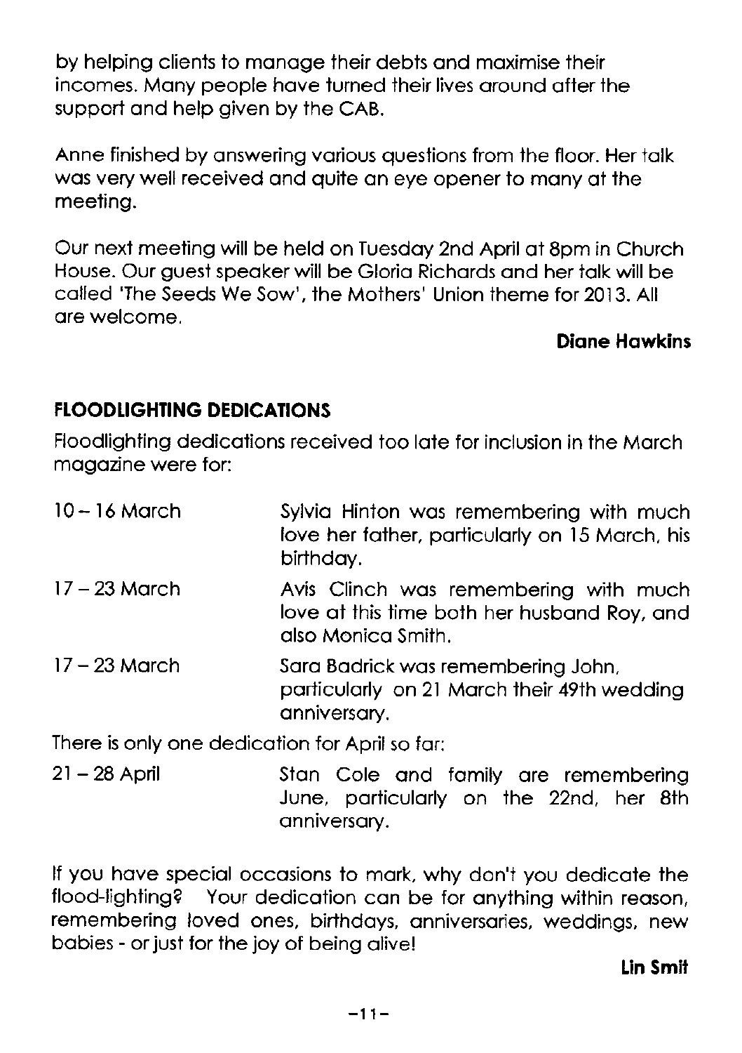by helping clients to manage their debts and maximise their incomes. Many people have turned their lives around after the support and help given by the CAB.

Anne finished by answering various questions from the floor. Her talk was very well received and quite an eye opener to many at the meeting.

Our next meeting will be held on Tuesday 2nd April at 8pm in Church House. Our guest speaker will be Gloria Richards and her talk will be called 'The Seeds We Sow', the Mothers' Union theme for 2013. All are welcome.

**Diane Hawkins**

## FLOODLIGHTING DEDICATIONS

Floodlighting dedications received too late for inclusion in the March magazine were for:

| | |
|---|---|
| 10 – 16 March | Sylvia Hinton was remembering with much love her father, particularly on 15 March, his birthday. |
| 17 – 23 March | Avis Clinch was remembering with much love at this time both her husband Roy, and also Monica Smith. |
| 17 – 23 March | Sara Badrick was remembering John, particularly on 21 March their 49th wedding anniversary. |

There is only one dedication for April so far:

| | |
|---|---|
| 21 – 28 April | Stan Cole and family are remembering June, particularly on the 22nd, her 8th anniversary. |

If you have special occasions to mark, why don't you dedicate the flood-lighting? Your dedication can be for anything within reason, remembering loved ones, birthdays, anniversaries, weddings, new babies - or just for the joy of being alive!

**Lin Smit**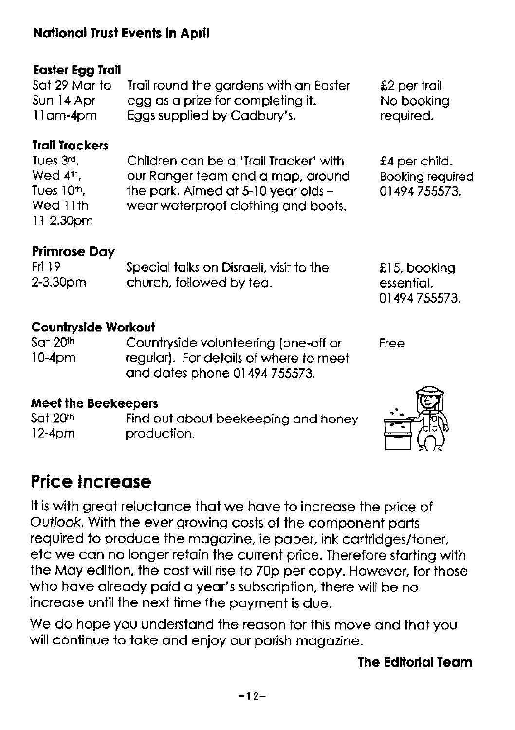### National Trust Events in April

**Easter Egg Trail**

| | | |
|---|---|---|
| Sat 29 Mar to Sun 14 Apr 11am-4pm | Trail round the gardens with an Easter egg as a prize for completing it. Eggs supplied by Cadbury's. | £2 per trail No booking required. |

**Trail Trackers**

| | | |
|---|---|---|
| Tues 3rd, Wed 4th, Tues 10th, Wed 11th 11-2.30pm | Children can be a 'Trail Tracker' with our Ranger team and a map, around the park. Aimed at 5-10 year olds – wear waterproof clothing and boots. | £4 per child. Booking required 01494 755573. |

**Primrose Day**

| | | |
|---|---|---|
| Fri 19 2-3.30pm | Special talks on Disraeli, visit to the church, followed by tea. | £15, booking essential. 01494 755573. |

**Countryside Workout**

| | | |
|---|---|---|
| Sat 20th 10-4pm | Countryside volunteering (one-off or regular). For details of where to meet and dates phone 01494 755573. | Free |

**Meet the Beekeepers**

| | |
|---|---|
| Sat 20th 12-4pm | Find out about beekeeping and honey production. |

## Price Increase

It is with great reluctance that we have to increase the price of *Outlook*. With the ever growing costs of the component parts required to produce the magazine, ie paper, ink cartridges/toner, etc we can no longer retain the current price. Therefore starting with the May edition, the cost will rise to 70p per copy. However, for those who have already paid a year's subscription, there will be no increase until the next time the payment is due.

We do hope you understand the reason for this move and that you will continue to take and enjoy our parish magazine.

**The Editorial Team**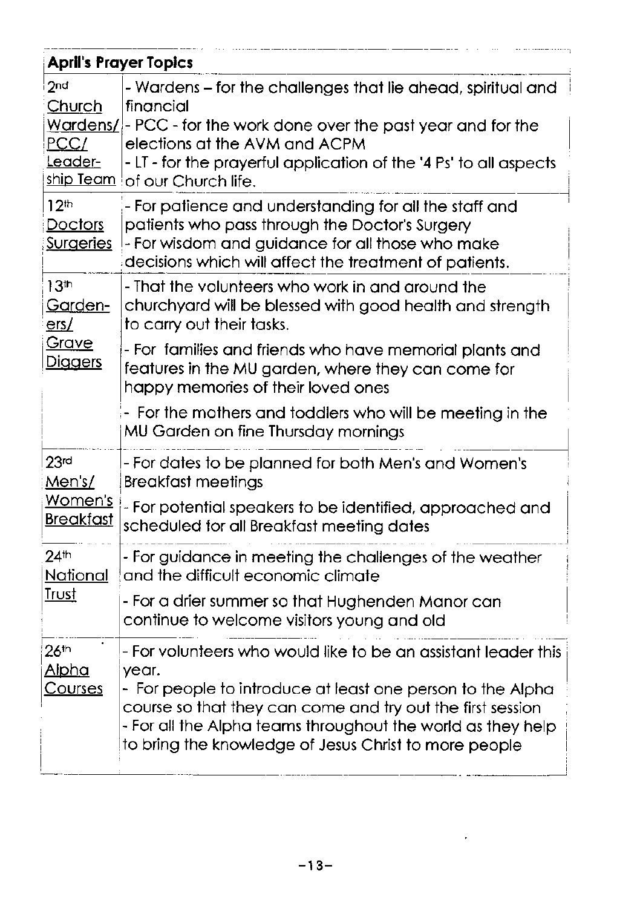| April's Prayer Topics | |
|---|---|
| 2nd Church Wardens/ PCC/ Leader-ship Team | - Wardens – for the challenges that lie ahead, spiritual and financial<br>- PCC - for the work done over the past year and for the elections at the AVM and ACPM<br>- LT - for the prayerful application of the '4 Ps' to all aspects of our Church life. |
| 12th Doctors Surgeries | - For patience and understanding for all the staff and patients who pass through the Doctor's Surgery<br>- For wisdom and guidance for all those who make decisions which will affect the treatment of patients. |
| 13th Garden-ers/ Grave Diggers | - That the volunteers who work in and around the churchyard will be blessed with good health and strength to carry out their tasks.<br>- For families and friends who have memorial plants and features in the MU garden, where they can come for happy memories of their loved ones<br>- For the mothers and toddlers who will be meeting in the MU Garden on fine Thursday mornings |
| 23rd Men's/ Women's Breakfast | - For dates to be planned for both Men's and Women's Breakfast meetings<br>- For potential speakers to be identified, approached and scheduled for all Breakfast meeting dates |
| 24th National Trust | - For guidance in meeting the challenges of the weather and the difficult economic climate<br>- For a drier summer so that Hughenden Manor can continue to welcome visitors young and old |
| 26th Alpha Courses | - For volunteers who would like to be an assistant leader this year.<br>- For people to introduce at least one person to the Alpha course so that they can come and try out the first session<br>- For all the Alpha teams throughout the world as they help to bring the knowledge of Jesus Christ to more people |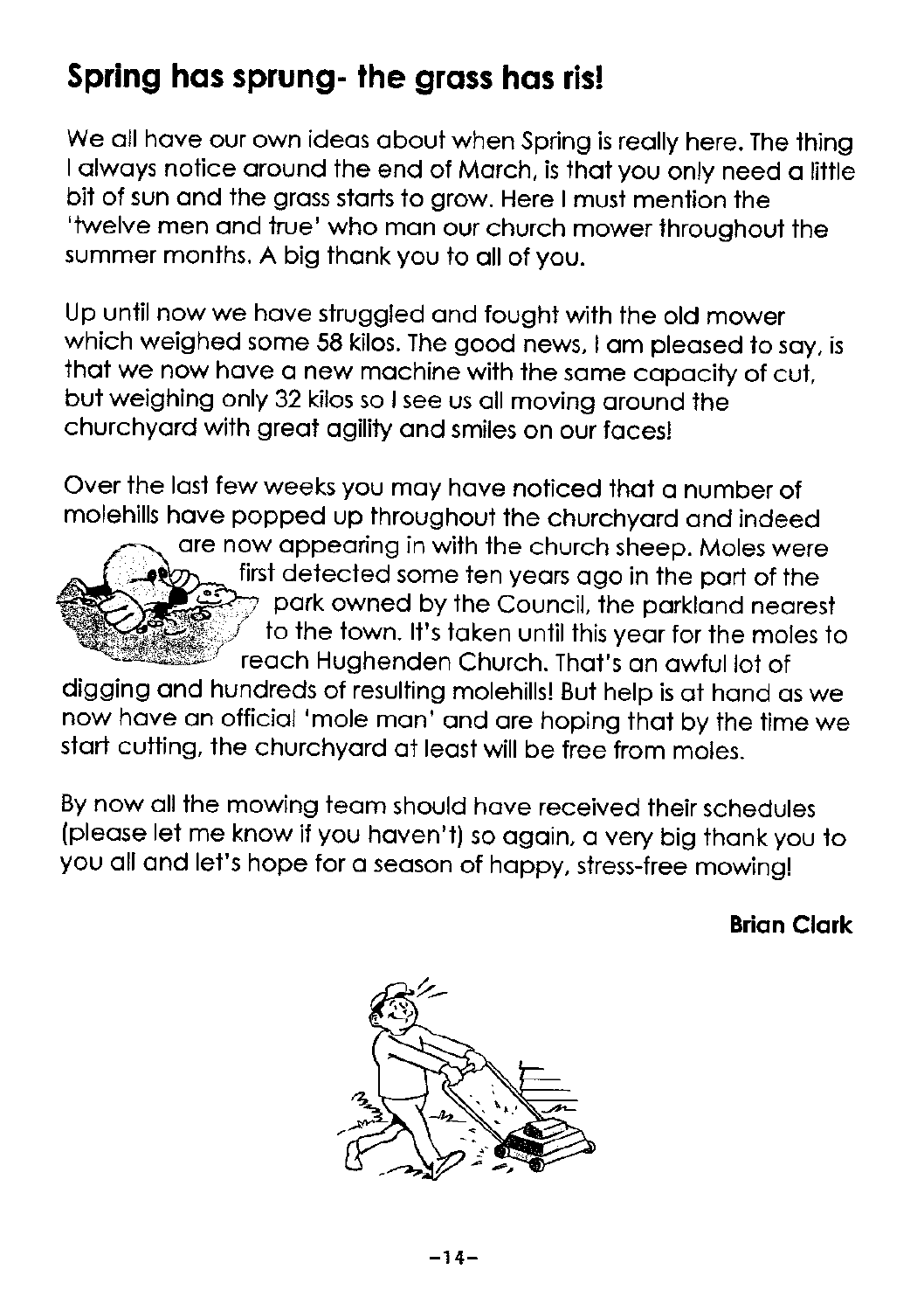## Spring has sprung- the grass has ris!

We all have our own ideas about when Spring is really here. The thing I always notice around the end of March, is that you only need a little bit of sun and the grass starts to grow. Here I must mention the 'twelve men and true' who man our church mower throughout the summer months. A big thank you to all of you.

Up until now we have struggled and fought with the old mower which weighed some 58 kilos. The good news, I am pleased to say, is that we now have a new machine with the same capacity of cut, but weighing only 32 kilos so I see us all moving around the churchyard with great agility and smiles on our faces!

Over the last few weeks you may have noticed that a number of molehills have popped up throughout the churchyard and indeed are now appearing in with the church sheep. Moles were first detected some ten years ago in the part of the park owned by the Council, the parkland nearest to the town. It's taken until this year for the moles to reach Hughenden Church. That's an awful lot of digging and hundreds of resulting molehills! But help is at hand as we now have an official 'mole man' and are hoping that by the time we start cutting, the churchyard at least will be free from moles.

By now all the mowing team should have received their schedules (please let me know if you haven't) so again, a very big thank you to you all and let's hope for a season of happy, stress-free mowing!

**Brian Clark**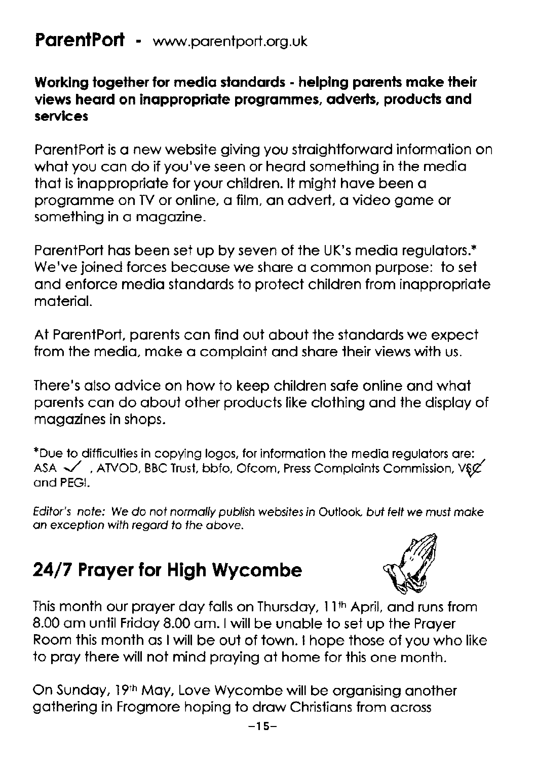## ParentPort - www.parentport.org.uk

**Working together for media standards - helping parents make their views heard on inappropriate programmes, adverts, products and services**

ParentPort is a new website giving you straightforward information on what you can do if you've seen or heard something in the media that is inappropriate for your children. It might have been a programme on TV or online, a film, an advert, a video game or something in a magazine.

ParentPort has been set up by seven of the UK's media regulators.* We've joined forces because we share a common purpose: to set and enforce media standards to protect children from inappropriate material.

At ParentPort, parents can find out about the standards we expect from the media, make a complaint and share their views with us.

There's also advice on how to keep children safe online and what parents can do about other products like clothing and the display of magazines in shops.

*Due to difficulties in copying logos, for information the media regulators are: ASA ✓, ATVOD, BBC Trust, bbfc, Ofcom, Press Complaints Commission, VSC and PEGI.

*Editor's note: We do not normally publish websites in Outlook but felt we must make an exception with regard to the above.*

## 24/7 Prayer for High Wycombe

This month our prayer day falls on Thursday, 11th April, and runs from 8.00 am until Friday 8.00 am. I will be unable to set up the Prayer Room this month as I will be out of town. I hope those of you who like to pray there will not mind praying at home for this one month.

On Sunday, 19th May, Love Wycombe will be organising another gathering in Frogmore hoping to draw Christians from across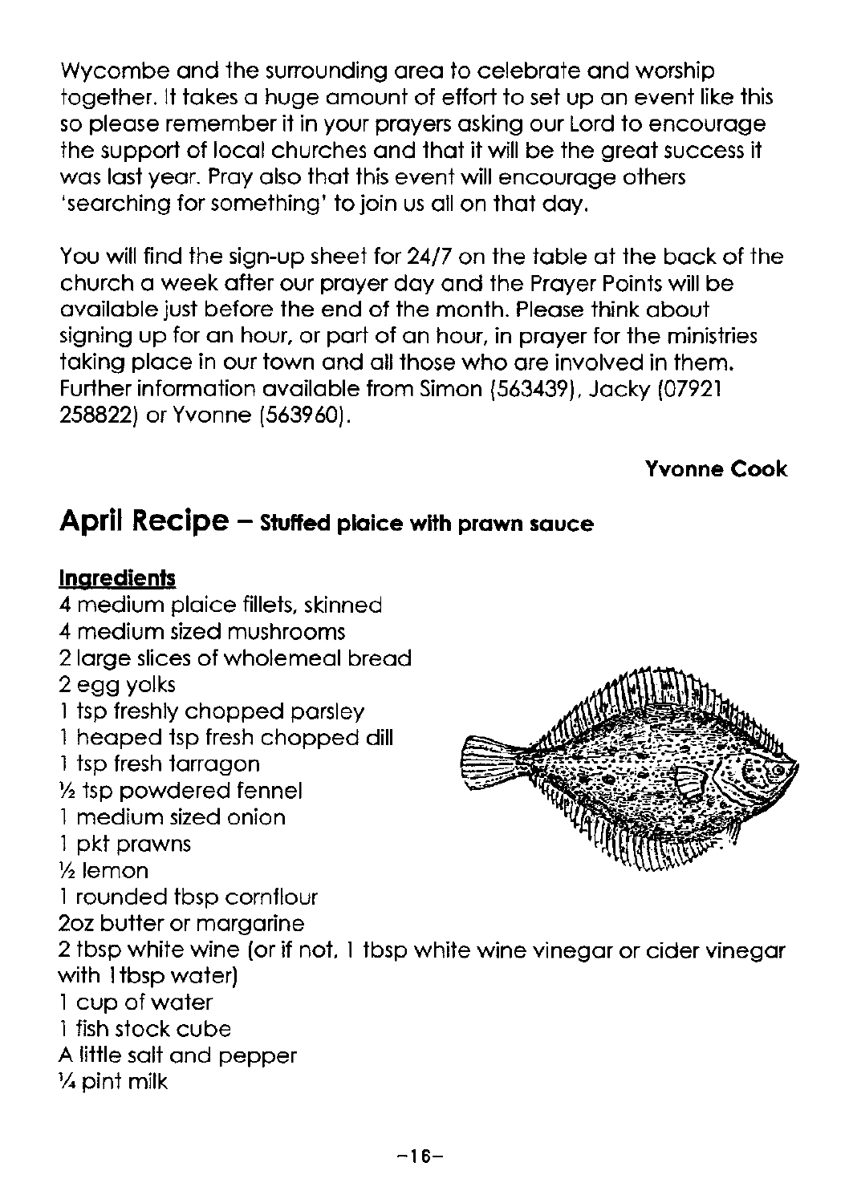Wycombe and the surrounding area to celebrate and worship together. It takes a huge amount of effort to set up an event like this so please remember it in your prayers asking our Lord to encourage the support of local churches and that it will be the great success it was last year. Pray also that this event will encourage others 'searching for something' to join us all on that day.

You will find the sign-up sheet for 24/7 on the table at the back of the church a week after our prayer day and the Prayer Points will be available just before the end of the month. Please think about signing up for an hour, or part of an hour, in prayer for the ministries taking place in our town and all those who are involved in them. Further information available from Simon (563439), Jacky (07921 258822) or Yvonne (563960).

**Yvonne Cook**

## April Recipe – Stuffed plaice with prawn sauce

**Ingredients**

4 medium plaice fillets, skinned
4 medium sized mushrooms
2 large slices of wholemeal bread
2 egg yolks
1 tsp freshly chopped parsley
1 heaped tsp fresh chopped dill
1 tsp fresh tarragon
½ tsp powdered fennel
1 medium sized onion
1 pkt prawns
½ lemon
1 rounded tbsp cornflour
2oz butter or margarine
2 tbsp white wine (or if not, 1 tbsp white wine vinegar or cider vinegar with 1tbsp water)
1 cup of water
1 fish stock cube
A little salt and pepper
¼ pint milk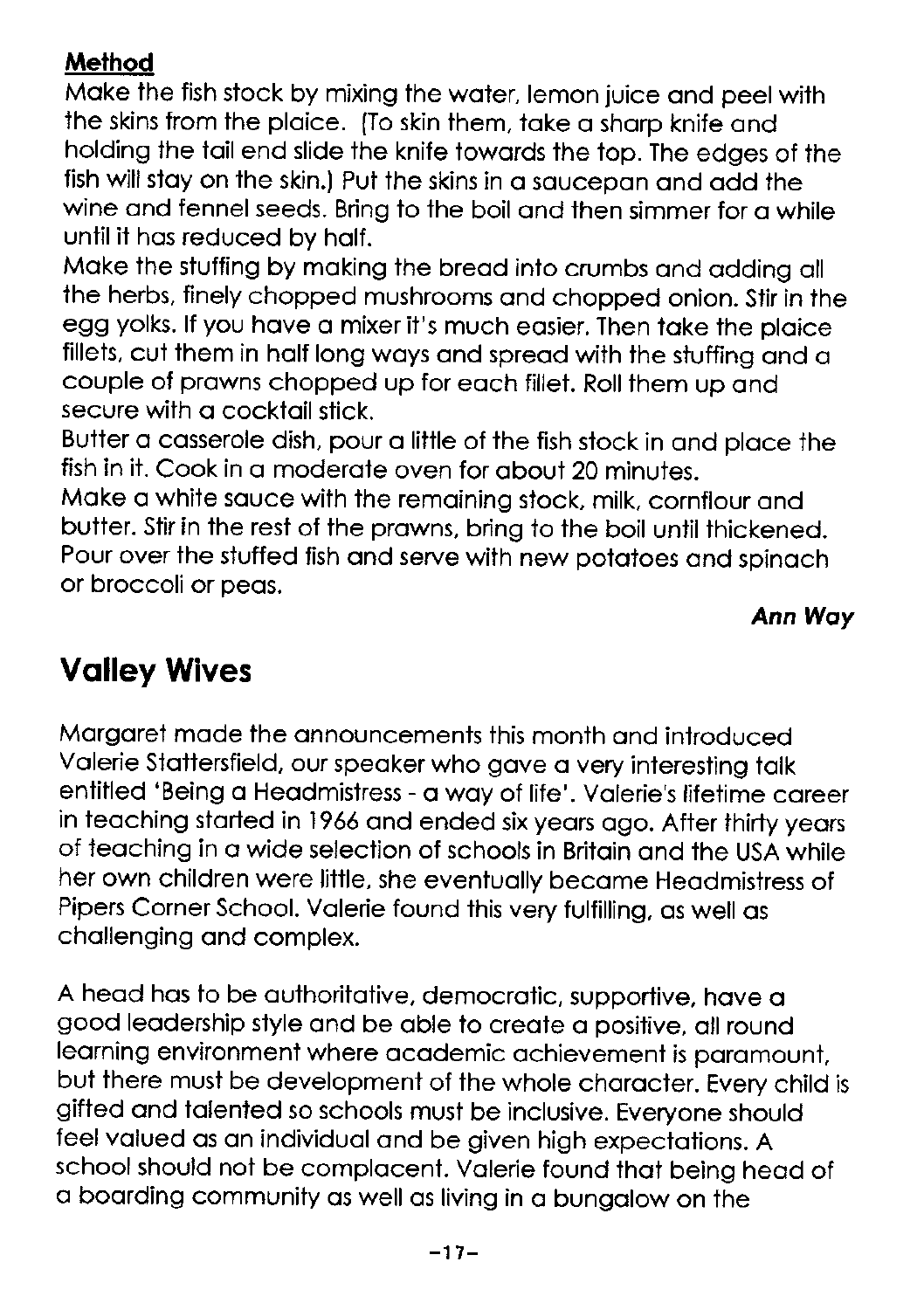**Method**

Make the fish stock by mixing the water, lemon juice and peel with the skins from the plaice. (To skin them, take a sharp knife and holding the tail end slide the knife towards the top. The edges of the fish will stay on the skin.) Put the skins in a saucepan and add the wine and fennel seeds. Bring to the boil and then simmer for a while until it has reduced by half.

Make the stuffing by making the bread into crumbs and adding all the herbs, finely chopped mushrooms and chopped onion. Stir in the egg yolks. If you have a mixer it's much easier. Then take the plaice fillets, cut them in half long ways and spread with the stuffing and a couple of prawns chopped up for each fillet. Roll them up and secure with a cocktail stick.

Butter a casserole dish, pour a little of the fish stock in and place the fish in it. Cook in a moderate oven for about 20 minutes.

Make a white sauce with the remaining stock, milk, cornflour and butter. Stir in the rest of the prawns, bring to the boil until thickened. Pour over the stuffed fish and serve with new potatoes and spinach or broccoli or peas.

***Ann Way***

## Valley Wives

Margaret made the announcements this month and introduced Valerie Stattersfield, our speaker who gave a very interesting talk entitled 'Being a Headmistress - a way of life'. Valerie's lifetime career in teaching started in 1966 and ended six years ago. After thirty years of teaching in a wide selection of schools in Britain and the USA while her own children were little, she eventually became Headmistress of Pipers Corner School. Valerie found this very fulfilling, as well as challenging and complex.

A head has to be authoritative, democratic, supportive, have a good leadership style and be able to create a positive, all round learning environment where academic achievement is paramount, but there must be development of the whole character. Every child is gifted and talented so schools must be inclusive. Everyone should feel valued as an individual and be given high expectations. A school should not be complacent. Valerie found that being head of a boarding community as well as living in a bungalow on the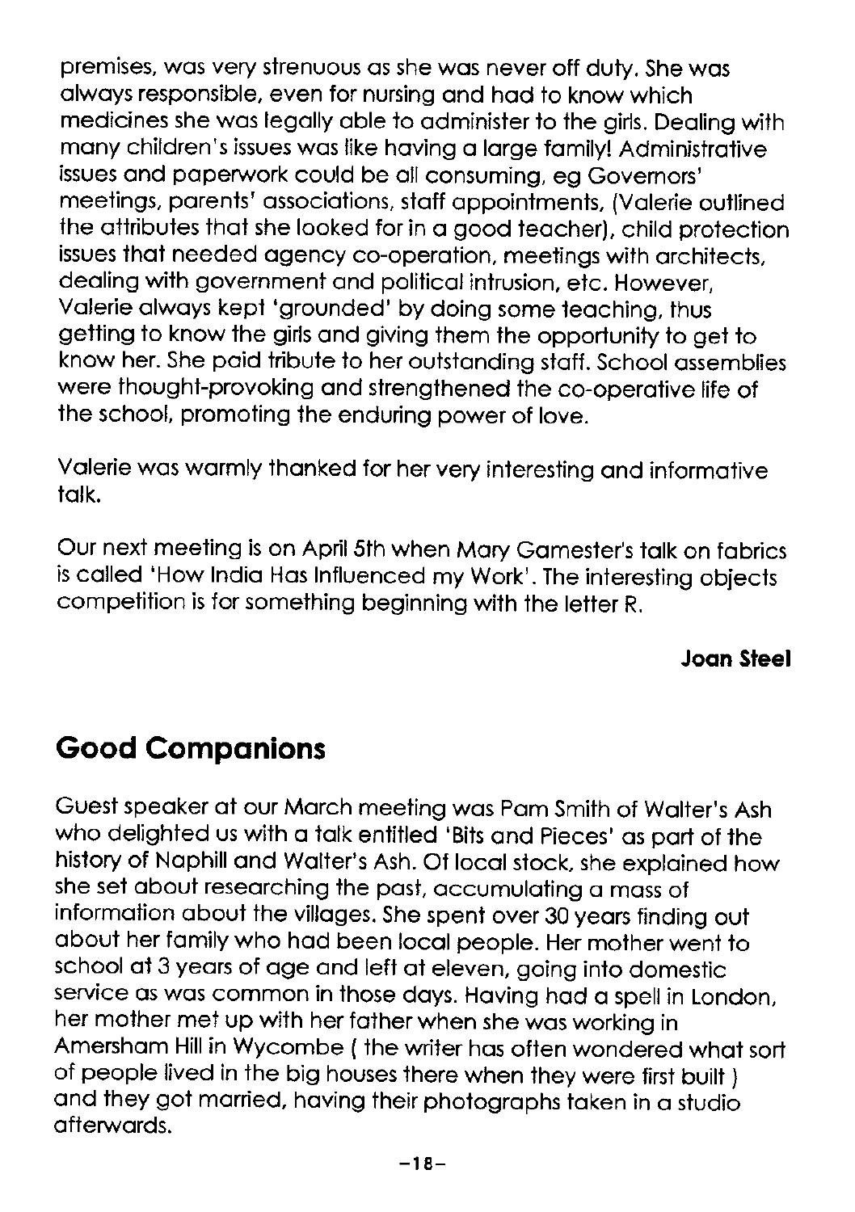premises, was very strenuous as she was never off duty. She was always responsible, even for nursing and had to know which medicines she was legally able to administer to the girls. Dealing with many children's issues was like having a large family! Administrative issues and paperwork could be all consuming, eg Governors' meetings, parents' associations, staff appointments, (Valerie outlined the attributes that she looked for in a good teacher), child protection issues that needed agency co-operation, meetings with architects, dealing with government and political intrusion, etc. However, Valerie always kept 'grounded' by doing some teaching, thus getting to know the girls and giving them the opportunity to get to know her. She paid tribute to her outstanding staff. School assemblies were thought-provoking and strengthened the co-operative life of the school, promoting the enduring power of love.

Valerie was warmly thanked for her very interesting and informative talk.

Our next meeting is on April 5th when Mary Gamester's talk on fabrics is called 'How India Has Influenced my Work'. The interesting objects competition is for something beginning with the letter R.

**Joan Steel**

## Good Companions

Guest speaker at our March meeting was Pam Smith of Walter's Ash who delighted us with a talk entitled 'Bits and Pieces' as part of the history of Naphill and Walter's Ash. Of local stock, she explained how she set about researching the past, accumulating a mass of information about the villages. She spent over 30 years finding out about her family who had been local people. Her mother went to school at 3 years of age and left at eleven, going into domestic service as was common in those days. Having had a spell in London, her mother met up with her father when she was working in Amersham Hill in Wycombe ( the writer has often wondered what sort of people lived in the big houses there when they were first built ) and they got married, having their photographs taken in a studio afterwards.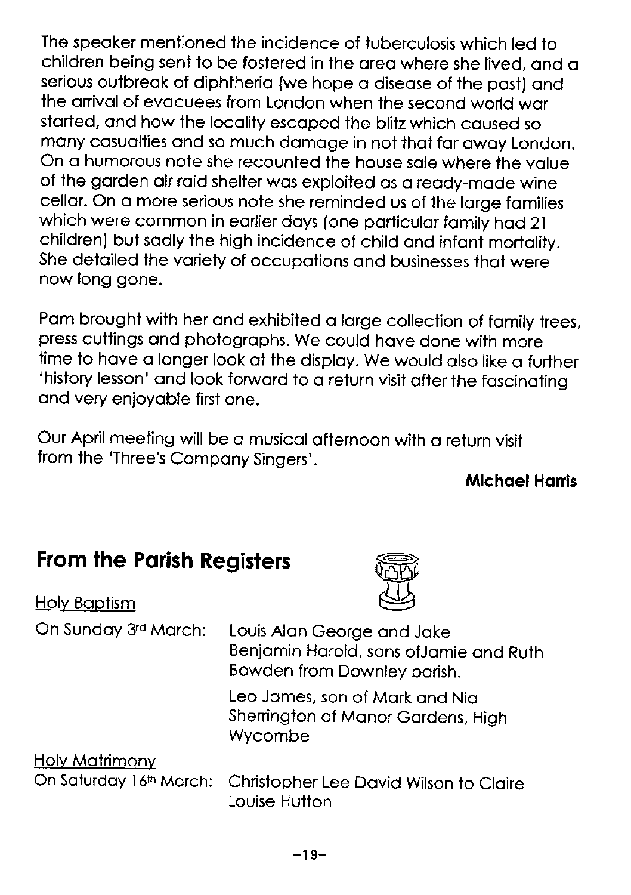The speaker mentioned the incidence of tuberculosis which led to children being sent to be fostered in the area where she lived, and a serious outbreak of diphtheria (we hope a disease of the past) and the arrival of evacuees from London when the second world war started, and how the locality escaped the blitz which caused so many casualties and so much damage in not that far away London. On a humorous note she recounted the house sale where the value of the garden air raid shelter was exploited as a ready-made wine cellar. On a more serious note she reminded us of the large families which were common in earlier days (one particular family had 21 children) but sadly the high incidence of child and infant mortality. She detailed the variety of occupations and businesses that were now long gone.

Pam brought with her and exhibited a large collection of family trees, press cuttings and photographs. We could have done with more time to have a longer look at the display. We would also like a further 'history lesson' and look forward to a return visit after the fascinating and very enjoyable first one.

Our April meeting will be a musical afternoon with a return visit from the 'Three's Company Singers'.

**Michael Harris**

## From the Parish Registers

Holy Baptism

On Sunday 3rd March: Louis Alan George and Jake Benjamin Harold, sons ofJamie and Ruth Bowden from Downley parish.

Leo James, son of Mark and Nia Sherrington of Manor Gardens, High Wycombe

Holy Matrimony

On Saturday 16th March: Christopher Lee David Wilson to Claire Louise Hutton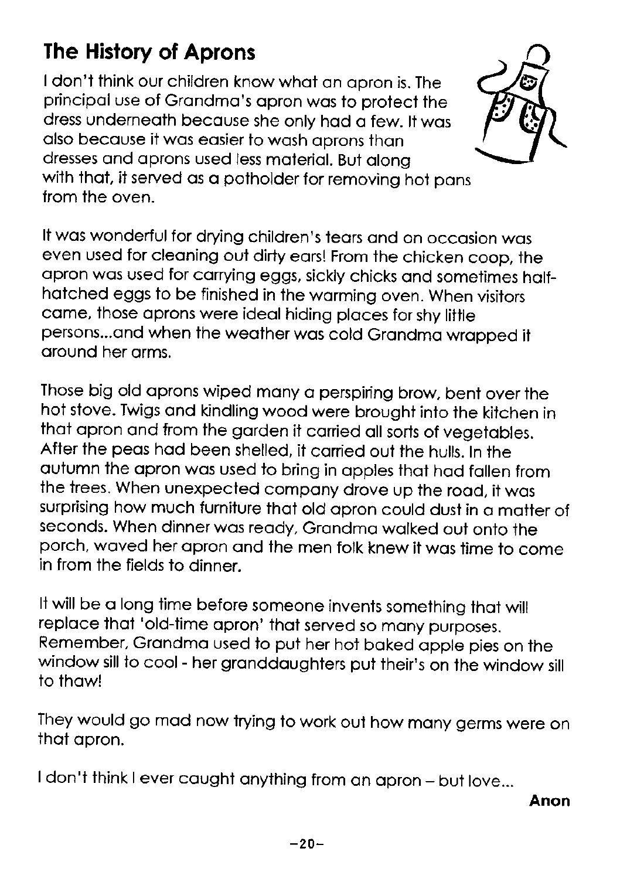## The History of Aprons

I don't think our children know what an apron is. The principal use of Grandma's apron was to protect the dress underneath because she only had a few. It was also because it was easier to wash aprons than dresses and aprons used less material. But along with that, it served as a potholder for removing hot pans from the oven.

It was wonderful for drying children's tears and on occasion was even used for cleaning out dirty ears! From the chicken coop, the apron was used for carrying eggs, sickly chicks and sometimes half-hatched eggs to be finished in the warming oven. When visitors came, those aprons were ideal hiding places for shy little persons...and when the weather was cold Grandma wrapped it around her arms.

Those big old aprons wiped many a perspiring brow, bent over the hot stove. Twigs and kindling wood were brought into the kitchen in that apron and from the garden it carried all sorts of vegetables. After the peas had been shelled, it carried out the hulls. In the autumn the apron was used to bring in apples that had fallen from the trees. When unexpected company drove up the road, it was surprising how much furniture that old apron could dust in a matter of seconds. When dinner was ready, Grandma walked out onto the porch, waved her apron and the men folk knew it was time to come in from the fields to dinner.

It will be a long time before someone invents something that will replace that 'old-time apron' that served so many purposes. Remember, Grandma used to put her hot baked apple pies on the window sill to cool - her granddaughters put their's on the window sill to thaw!

They would go mad now trying to work out how many germs were on that apron.

I don't think I ever caught anything from an apron – but love...

**Anon**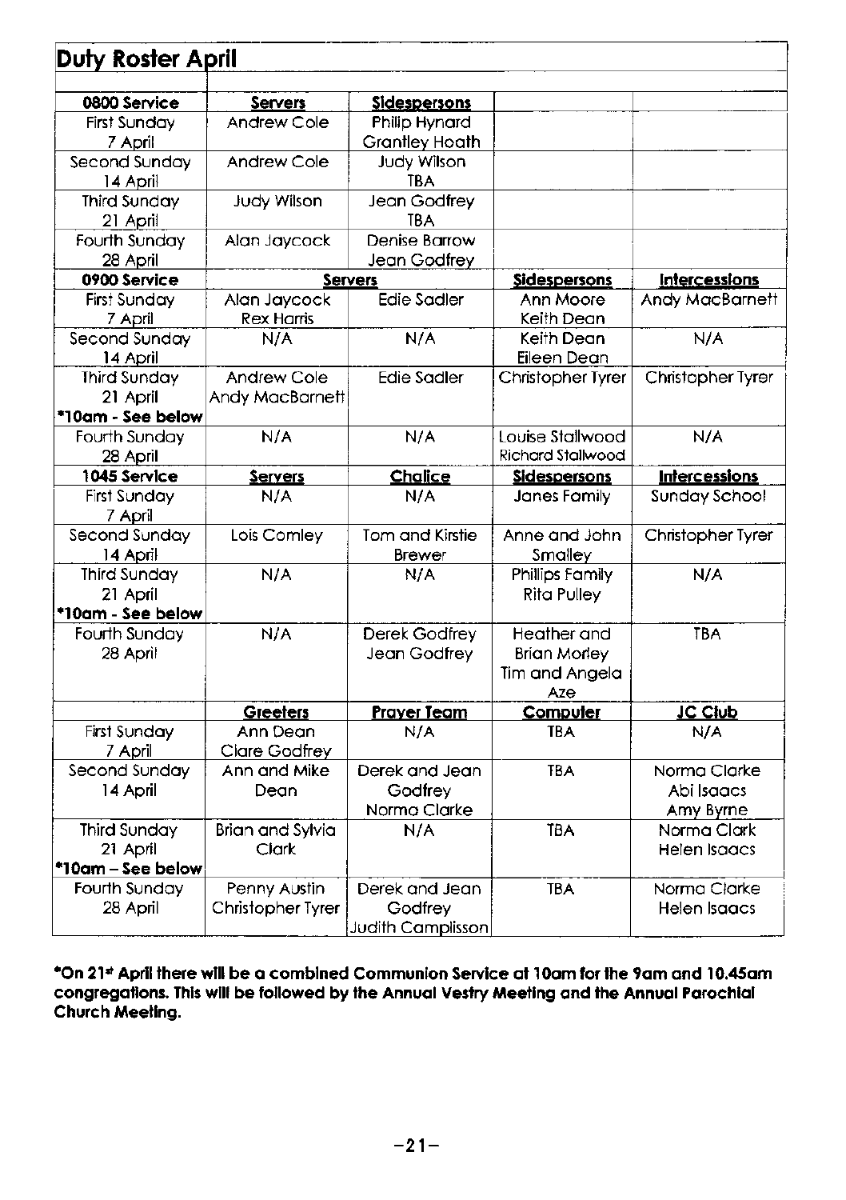## Duty Roster April

| 0800 Service | Servers | Sidespersons | | |
|---|---|---|---|---|
| First Sunday 7 April | Andrew Cole | Philip Hynard Grantley Hoath | | |
| Second Sunday 14 April | Andrew Cole | Judy Wilson TBA | | |
| Third Sunday 21 April | Judy Wilson | Jean Godfrey TBA | | |
| Fourth Sunday 28 April | Alan Jaycock | Denise Barrow Jean Godfrey | | |
| **0900 Service** | **Servers** | | **Sidespersons** | **Intercessions** |
| First Sunday 7 April | Alan Jaycock Rex Harris | Edie Sadler | Ann Moore Keith Dean | Andy MacBarnett |
| Second Sunday 14 April | N/A | N/A | Keith Dean Eileen Dean | N/A |
| Third Sunday 21 April *10am - See below | Andrew Cole Andy MacBarnett | Edie Sadler | Christopher Tyrer | Christopher Tyrer |
| Fourth Sunday 28 April | N/A | N/A | Louise Stallwood Richard Stallwood | N/A |
| **1045 Service** | **Servers** | **Chalice** | **Sidespersons** | **Intercessions** |
| First Sunday 7 April | N/A | N/A | Jones Family | Sunday School |
| Second Sunday 14 April | Lois Comley | Tom and Kirstie Brewer | Anne and John Smalley | Christopher Tyrer |
| Third Sunday 21 April *10am - See below | N/A | N/A | Phillips Family Rita Pulley | N/A |
| Fourth Sunday 28 April | N/A | Derek Godfrey Jean Godfrey | Heather and Brian Morley Tim and Angela Aze | TBA |
| | **Greeters** | **Prayer Team** | **Computer** | **JC Club** |
| First Sunday 7 April | Ann Dean Clare Godfrey | N/A | TBA | N/A |
| Second Sunday 14 April | Ann and Mike Dean | Derek and Jean Godfrey Norma Clarke | TBA | Norma Clarke Abi Isaacs Amy Byrne |
| Third Sunday 21 April *10am – See below | Brian and Sylvia Clark | N/A | TBA | Norma Clark Helen Isaacs |
| Fourth Sunday 28 April | Penny Austin Christopher Tyrer | Derek and Jean Godfrey Judith Camplisson | TBA | Norma Clarke Helen Isaacs |

**\*On 21st April there will be a combined Communion Service at 10am for the 9am and 10.45am congregations. This will be followed by the Annual Vestry Meeting and the Annual Parochial Church Meeting.**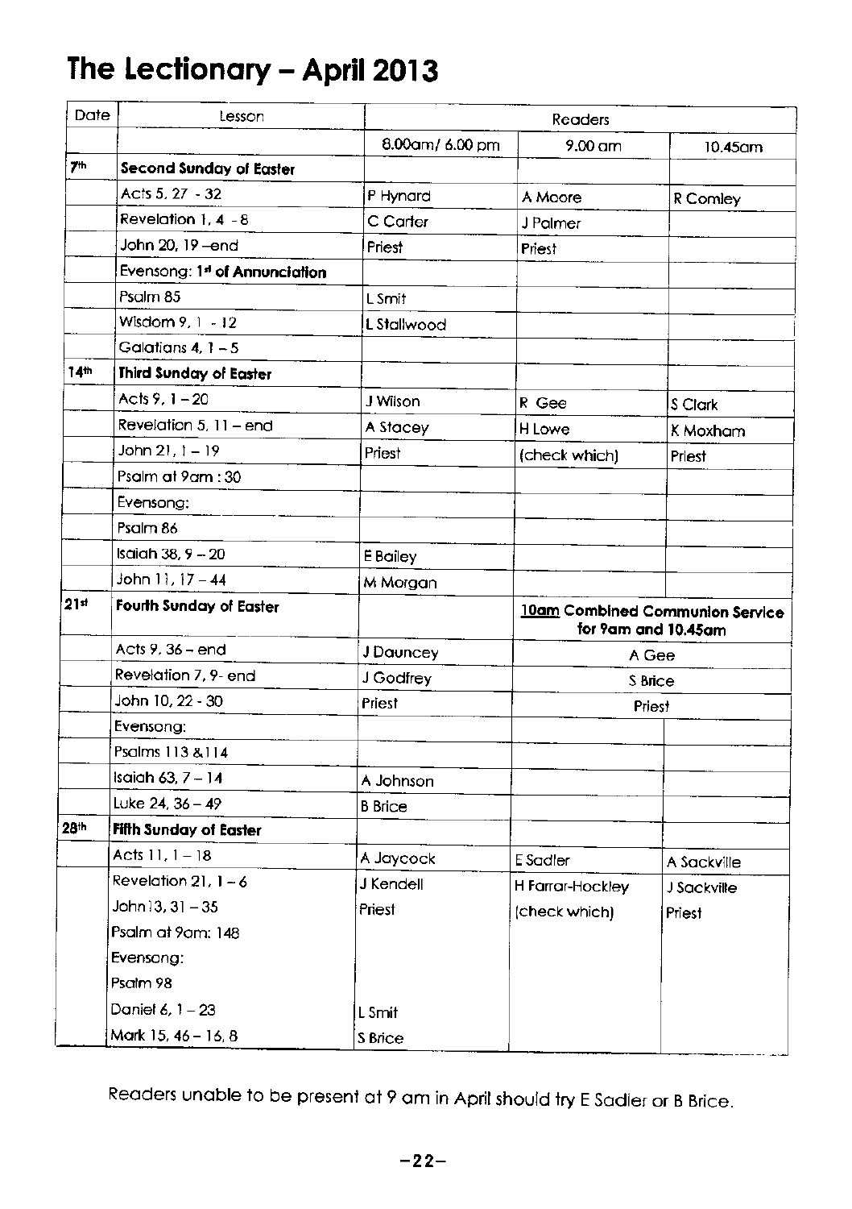# The Lectionary – April 2013

| Date | Lesson | Readers | | |
|---|---|---|---|---|
| | | 8.00am/ 6.00 pm | 9.00 am | 10.45am |
| 7th | **Second Sunday of Easter** | | | |
| | Acts 5, 27 - 32 | P Hynard | A Moore | R Comley |
| | Revelation 1, 4 - 8 | C Carter | J Palmer | |
| | John 20, 19 –end | Priest | Priest | |
| | **Evensong: 1st of Annunciation** | | | |
| | Psalm 85 | L Smit | | |
| | Wisdom 9, 1 - 12 | L Stallwood | | |
| | Galatians 4, 1 – 5 | | | |
| 14th | **Third Sunday of Easter** | | | |
| | Acts 9, 1 – 20 | J Wilson | R Gee | S Clark |
| | Revelation 5, 11 – end | A Stacey | H Lowe | K Moxham |
| | John 21, 1 – 19 | Priest | (check which) | Priest |
| | Psalm at 9am : 30 | | | |
| | Evensong: | | | |
| | Psalm 86 | | | |
| | Isaiah 38, 9 – 20 | E Bailey | | |
| | John 11, 17 – 44 | M Morgan | | |
| 21st | **Fourth Sunday of Easter** | | **10am Combined Communion Service for 9am and 10.45am** | |
| | Acts 9, 36 – end | J Dauncey | A Gee | |
| | Revelation 7, 9- end | J Godfrey | S Brice | |
| | John 10, 22 - 30 | Priest | Priest | |
| | Evensong: | | | |
| | Psalms 113 &114 | | | |
| | Isaiah 63, 7 – 14 | A Johnson | | |
| | Luke 24, 36 – 49 | B Brice | | |
| 28th | **Fifth Sunday of Easter** | | | |
| | Acts 11, 1 – 18 | A Jaycock | E Sadler | A Sackville |
| | Revelation 21, 1 – 6 | J Kendell | H Farrar-Hockley | J Sackville |
| | John 13, 31 – 35 | Priest | (check which) | Priest |
| | Psalm at 9am: 148 | | | |
| | Evensong: | | | |
| | Psalm 98 | | | |
| | Daniel 6, 1 – 23 | L Smit | | |
| | Mark 15, 46 – 16, 8 | S Brice | | |

Readers unable to be present at 9 am in April should try E Sadler or B Brice.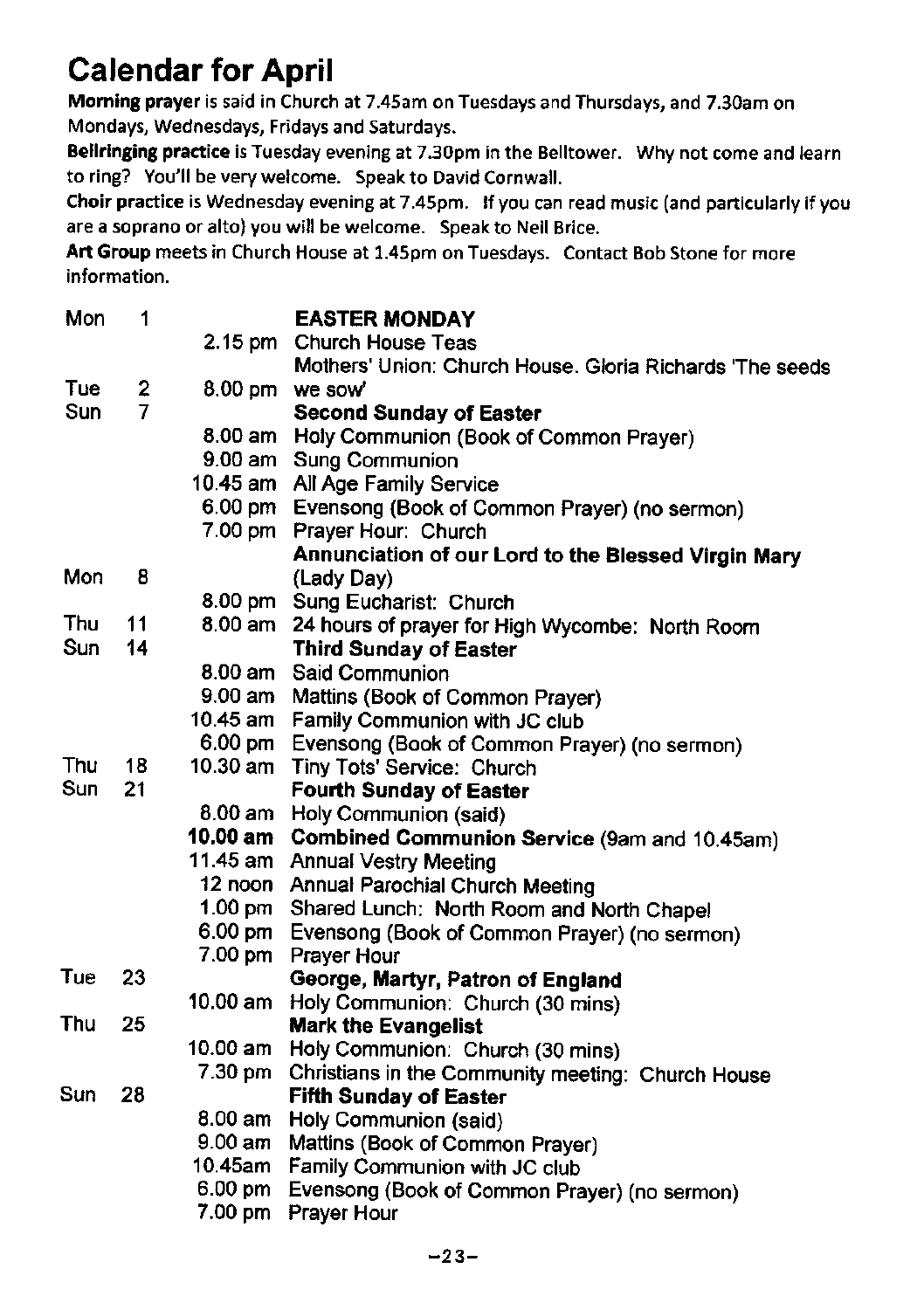# Calendar for April

**Morning prayer** is said in Church at 7.45am on Tuesdays and Thursdays, and 7.30am on Mondays, Wednesdays, Fridays and Saturdays.

**Bellringing practice** is Tuesday evening at 7.30pm in the Belltower. Why not come and learn to ring? You'll be very welcome. Speak to David Cornwall.

**Choir practice** is Wednesday evening at 7.45pm. If you can read music (and particularly if you are a soprano or alto) you will be welcome. Speak to Neil Brice.

**Art Group** meets in Church House at 1.45pm on Tuesdays. Contact Bob Stone for more information.

| Day | Date | Time | Event |
|---|---|---|---|
| Mon | 1 | | **EASTER MONDAY** |
| | | 2.15 pm | Church House Teas |
| Tue | 2 | 8.00 pm | Mothers' Union: Church House. Gloria Richards 'The seeds we sow' |
| Sun | 7 | | **Second Sunday of Easter** |
| | | 8.00 am | Holy Communion (Book of Common Prayer) |
| | | 9.00 am | Sung Communion |
| | | 10.45 am | All Age Family Service |
| | | 6.00 pm | Evensong (Book of Common Prayer) (no sermon) |
| | | 7.00 pm | Prayer Hour: Church |
| Mon | 8 | | **Annunciation of our Lord to the Blessed Virgin Mary (Lady Day)** |
| | | 8.00 pm | Sung Eucharist: Church |
| Thu | 11 | 8.00 am | 24 hours of prayer for High Wycombe: North Room |
| Sun | 14 | | **Third Sunday of Easter** |
| | | 8.00 am | Said Communion |
| | | 9.00 am | Mattins (Book of Common Prayer) |
| | | 10.45 am | Family Communion with JC club |
| | | 6.00 pm | Evensong (Book of Common Prayer) (no sermon) |
| Thu | 18 | 10.30 am | Tiny Tots' Service: Church |
| Sun | 21 | | **Fourth Sunday of Easter** |
| | | 8.00 am | Holy Communion (said) |
| | | **10.00 am** | **Combined Communion Service** (9am and 10.45am) |
| | | 11.45 am | Annual Vestry Meeting |
| | | 12 noon | Annual Parochial Church Meeting |
| | | 1.00 pm | Shared Lunch: North Room and North Chapel |
| | | 6.00 pm | Evensong (Book of Common Prayer) (no sermon) |
| | | 7.00 pm | Prayer Hour |
| Tue | 23 | | **George, Martyr, Patron of England** |
| | | 10.00 am | Holy Communion: Church (30 mins) |
| Thu | 25 | | **Mark the Evangelist** |
| | | 10.00 am | Holy Communion: Church (30 mins) |
| | | 7.30 pm | Christians in the Community meeting: Church House |
| Sun | 28 | | **Fifth Sunday of Easter** |
| | | 8.00 am | Holy Communion (said) |
| | | 9.00 am | Mattins (Book of Common Prayer) |
| | | 10.45am | Family Communion with JC club |
| | | 6.00 pm | Evensong (Book of Common Prayer) (no sermon) |
| | | 7.00 pm | Prayer Hour |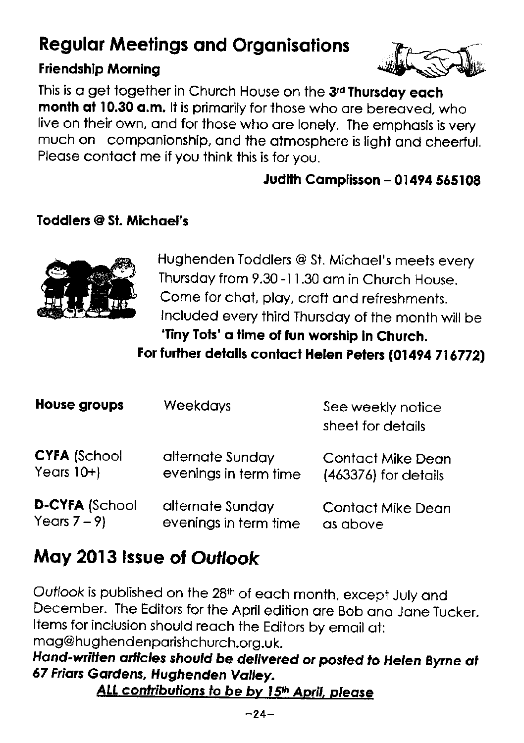# Regular Meetings and Organisations

### Friendship Morning

This is a get together in Church House on the **3rd Thursday each month at 10.30 a.m.** It is primarily for those who are bereaved, who live on their own, and for those who are lonely. The emphasis is very much on companionship, and the atmosphere is light and cheerful. Please contact me if you think this is for you.

**Judith Camplisson – 01494 565108**

### Toddlers @ St. Michael's

Hughenden Toddlers @ St. Michael's meets every Thursday from 9.30 -11.30 am in Church House. Come for chat, play, craft and refreshments. Included every third Thursday of the month will be **'Tiny Tots' a time of fun worship in Church.**

**For further details contact Helen Peters (01494 716772)**

| | | |
|---|---|---|
| **House groups** | Weekdays | See weekly notice sheet for details |
| **CYFA** (School Years 10+) | alternate Sunday evenings in term time | Contact Mike Dean (463376) for details |
| **D-CYFA** (School Years 7 – 9) | alternate Sunday evenings in term time | Contact Mike Dean as above |

# May 2013 Issue of *Outlook*

*Outlook* is published on the 28th of each month, except July and December. The Editors for the April edition are Bob and Jane Tucker. Items for inclusion should reach the Editors by email at: mag@hughendenparishchurch.org.uk.

***Hand-written articles should be delivered or posted to Helen Byrne at 67 Friars Gardens, Hughenden Valley.***

***ALL contributions to be by 15th April, please***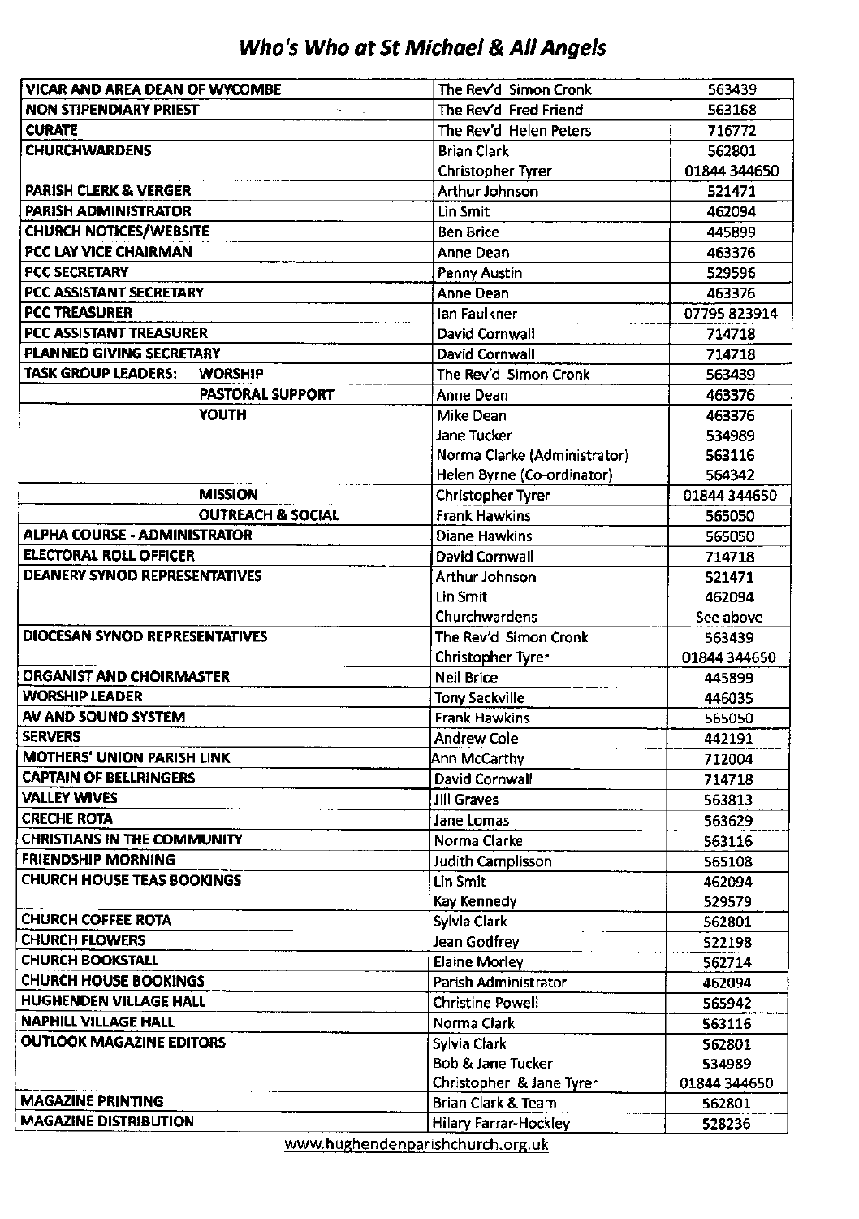# *Who's Who at St Michael & All Angels*

| | | |
|---|---|---|
| **VICAR AND AREA DEAN OF WYCOMBE** | The Rev'd Simon Cronk | 563439 |
| **NON STIPENDIARY PRIEST** | The Rev'd Fred Friend | 563168 |
| **CURATE** | The Rev'd Helen Peters | 716772 |
| **CHURCHWARDENS** | Brian Clark | 562801 |
| | Christopher Tyrer | 01844 344650 |
| **PARISH CLERK & VERGER** | Arthur Johnson | 521471 |
| **PARISH ADMINISTRATOR** | Lin Smit | 462094 |
| **CHURCH NOTICES/WEBSITE** | Ben Brice | 445899 |
| **PCC LAY VICE CHAIRMAN** | Anne Dean | 463376 |
| **PCC SECRETARY** | Penny Austin | 529596 |
| **PCC ASSISTANT SECRETARY** | Anne Dean | 463376 |
| **PCC TREASURER** | Ian Faulkner | 07795 823914 |
| **PCC ASSISTANT TREASURER** | David Cornwall | 714718 |
| **PLANNED GIVING SECRETARY** | David Cornwall | 714718 |
| **TASK GROUP LEADERS: WORSHIP** | The Rev'd Simon Cronk | 563439 |
| **PASTORAL SUPPORT** | Anne Dean | 463376 |
| **YOUTH** | Mike Dean | 463376 |
| | Jane Tucker | 534989 |
| | Norma Clarke (Administrator) | 563116 |
| | Helen Byrne (Co-ordinator) | 564342 |
| **MISSION** | Christopher Tyrer | 01844 344650 |
| **OUTREACH & SOCIAL** | Frank Hawkins | 565050 |
| **ALPHA COURSE - ADMINISTRATOR** | Diane Hawkins | 565050 |
| **ELECTORAL ROLL OFFICER** | David Cornwall | 714718 |
| **DEANERY SYNOD REPRESENTATIVES** | Arthur Johnson | 521471 |
| | Lin Smit | 462094 |
| | Churchwardens | See above |
| **DIOCESAN SYNOD REPRESENTATIVES** | The Rev'd Simon Cronk | 563439 |
| | Christopher Tyrer | 01844 344650 |
| **ORGANIST AND CHOIRMASTER** | Neil Brice | 445899 |
| **WORSHIP LEADER** | Tony Sackville | 446035 |
| **AV AND SOUND SYSTEM** | Frank Hawkins | 565050 |
| **SERVERS** | Andrew Cole | 442191 |
| **MOTHERS' UNION PARISH LINK** | Ann McCarthy | 712004 |
| **CAPTAIN OF BELLRINGERS** | David Cornwall | 714718 |
| **VALLEY WIVES** | Jill Graves | 563813 |
| **CRECHE ROTA** | Jane Lomas | 563629 |
| **CHRISTIANS IN THE COMMUNITY** | Norma Clarke | 563116 |
| **FRIENDSHIP MORNING** | Judith Camplisson | 565108 |
| **CHURCH HOUSE TEAS BOOKINGS** | Lin Smit | 462094 |
| | Kay Kennedy | 529579 |
| **CHURCH COFFEE ROTA** | Sylvia Clark | 562801 |
| **CHURCH FLOWERS** | Jean Godfrey | 522198 |
| **CHURCH BOOKSTALL** | Elaine Morley | 562714 |
| **CHURCH HOUSE BOOKINGS** | Parish Administrator | 462094 |
| **HUGHENDEN VILLAGE HALL** | Christine Powell | 565942 |
| **NAPHILL VILLAGE HALL** | Norma Clark | 563116 |
| **OUTLOOK MAGAZINE EDITORS** | Sylvia Clark | 562801 |
| | Bob & Jane Tucker | 534989 |
| | Christopher & Jane Tyrer | 01844 344650 |
| **MAGAZINE PRINTING** | Brian Clark & Team | 562801 |
| **MAGAZINE DISTRIBUTION** | Hilary Farrar-Hockley | 528236 |

www.hughendenparishchurch.org.uk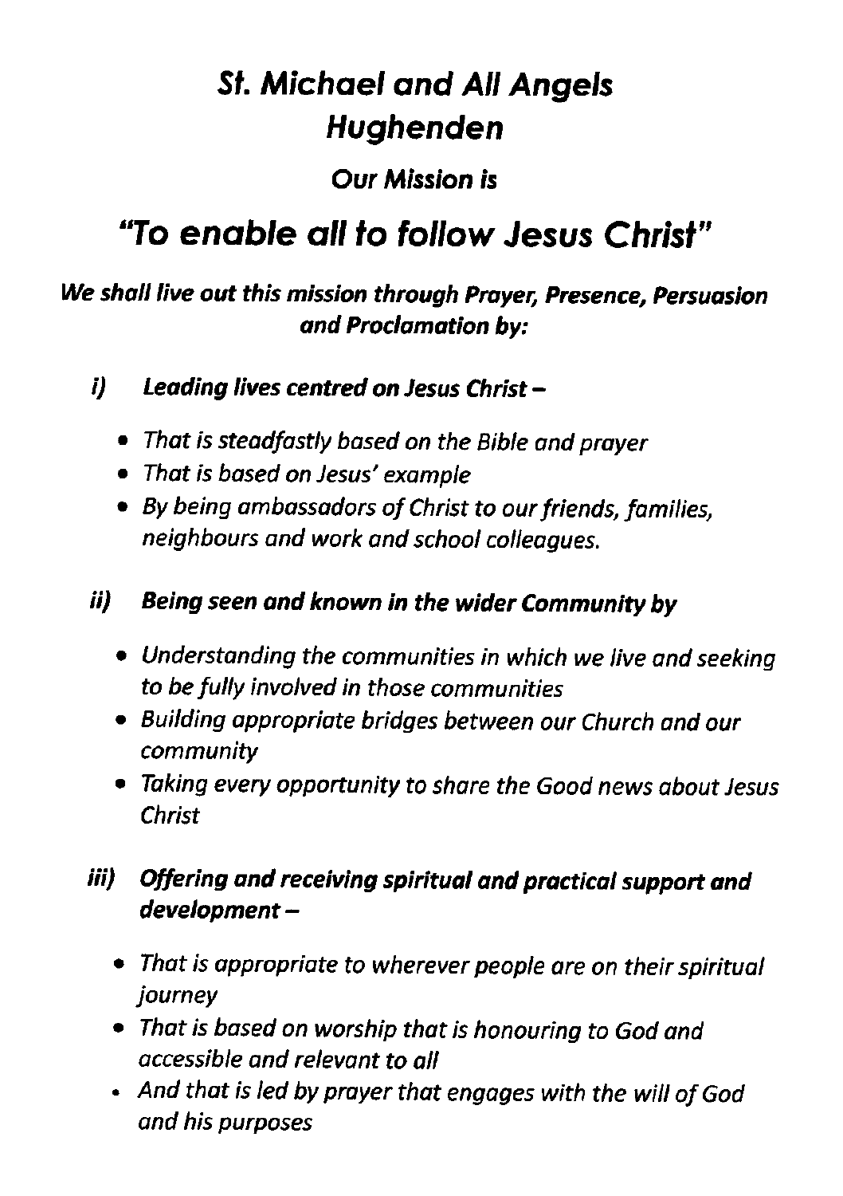# *St. Michael and All Angels Hughenden*

## *Our Mission is*

# *"To enable all to follow Jesus Christ"*

***We shall live out this mission through Prayer, Presence, Persuasion and Proclamation by:***

***i) Leading lives centred on Jesus Christ –***

- *That is steadfastly based on the Bible and prayer*
- *That is based on Jesus' example*
- *By being ambassadors of Christ to our friends, families, neighbours and work and school colleagues.*

***ii) Being seen and known in the wider Community by***

- *Understanding the communities in which we live and seeking to be fully involved in those communities*
- *Building appropriate bridges between our Church and our community*
- *Taking every opportunity to share the Good news about Jesus Christ*

***iii) Offering and receiving spiritual and practical support and development –***

- *That is appropriate to wherever people are on their spiritual journey*
- *That is based on worship that is honouring to God and accessible and relevant to all*
- *And that is led by prayer that engages with the will of God and his purposes*